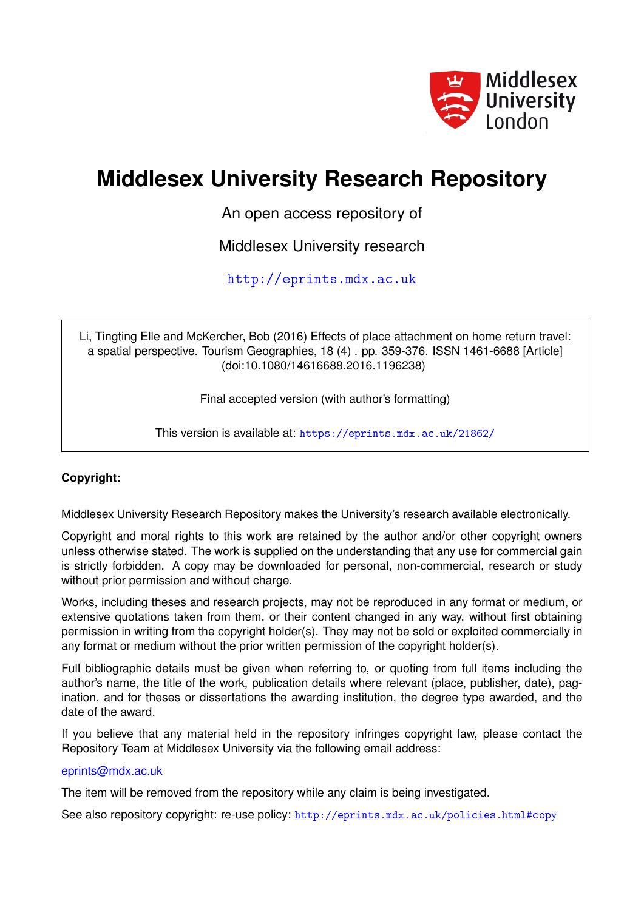Middlesex University London

# Middlesex University Research Repository

An open access repository of

Middlesex University research

http://eprints.mdx.ac.uk

Li, Tingting Elle and McKercher, Bob (2016) Effects of place attachment on home return travel: a spatial perspective. Tourism Geographies, 18 (4) . pp. 359-376. ISSN 1461-6688 [Article] (doi:10.1080/14616688.2016.1196238)

Final accepted version (with author's formatting)

This version is available at: https://eprints.mdx.ac.uk/21862/

**Copyright:**

Middlesex University Research Repository makes the University's research available electronically.

Copyright and moral rights to this work are retained by the author and/or other copyright owners unless otherwise stated. The work is supplied on the understanding that any use for commercial gain is strictly forbidden. A copy may be downloaded for personal, non-commercial, research or study without prior permission and without charge.

Works, including theses and research projects, may not be reproduced in any format or medium, or extensive quotations taken from them, or their content changed in any way, without first obtaining permission in writing from the copyright holder(s). They may not be sold or exploited commercially in any format or medium without the prior written permission of the copyright holder(s).

Full bibliographic details must be given when referring to, or quoting from full items including the author's name, the title of the work, publication details where relevant (place, publisher, date), pagination, and for theses or dissertations the awarding institution, the degree type awarded, and the date of the award.

If you believe that any material held in the repository infringes copyright law, please contact the Repository Team at Middlesex University via the following email address:

eprints@mdx.ac.uk

The item will be removed from the repository while any claim is being investigated.

See also repository copyright: re-use policy: http://eprints.mdx.ac.uk/policies.html#copy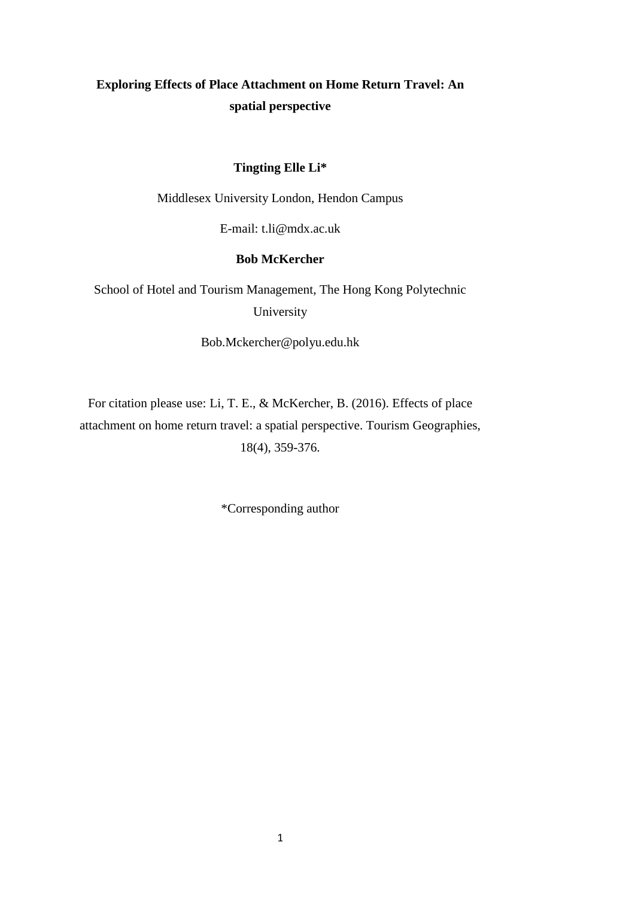**Exploring Effects of Place Attachment on Home Return Travel: An spatial perspective**

**Tingting Elle Li***

Middlesex University London, Hendon Campus

E-mail: t.li@mdx.ac.uk

**Bob McKercher**

School of Hotel and Tourism Management, The Hong Kong Polytechnic University

Bob.Mckercher@polyu.edu.hk

For citation please use: Li, T. E., & McKercher, B. (2016). Effects of place attachment on home return travel: a spatial perspective. Tourism Geographies, 18(4), 359-376.

*Corresponding author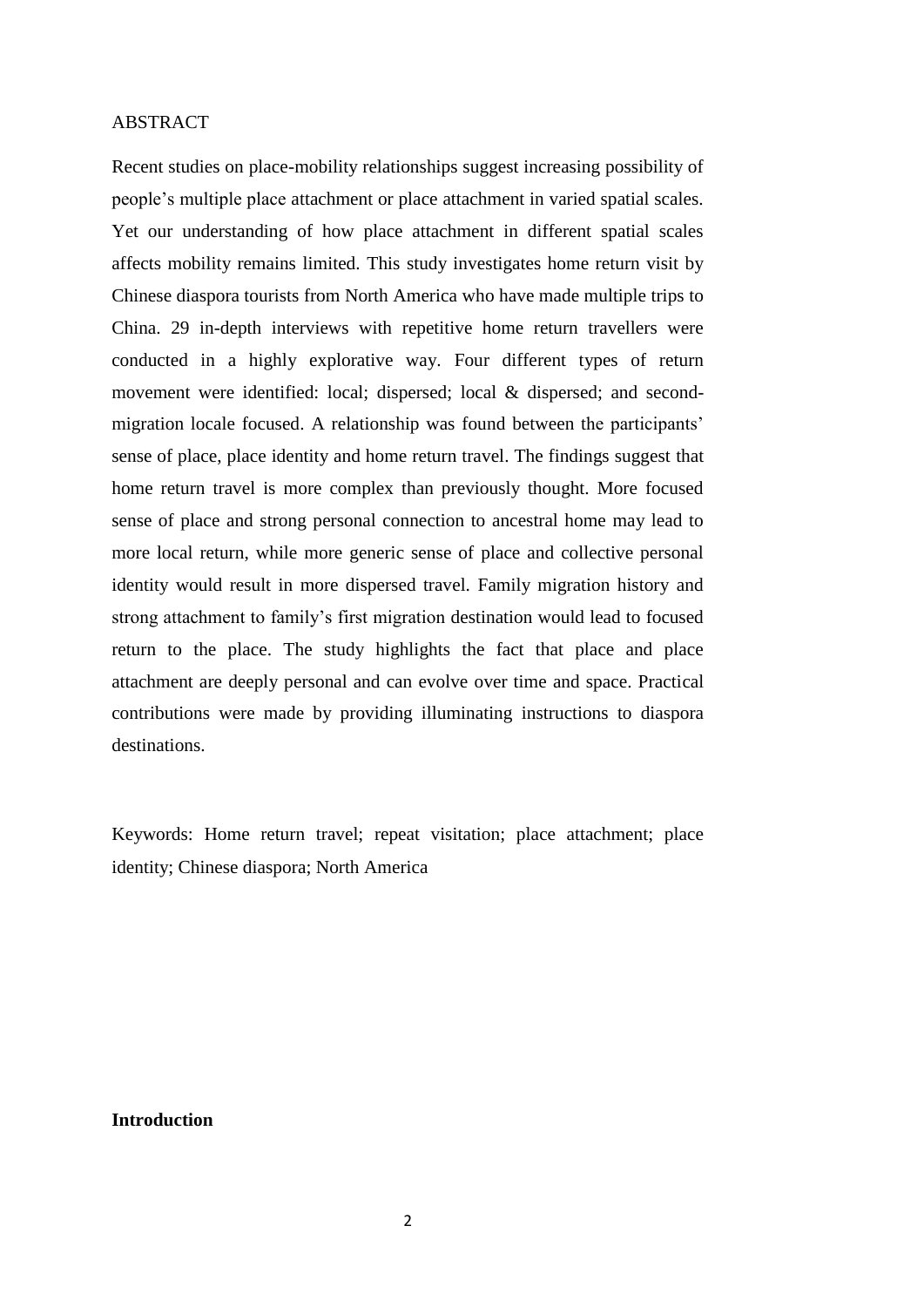ABSTRACT

Recent studies on place-mobility relationships suggest increasing possibility of people's multiple place attachment or place attachment in varied spatial scales. Yet our understanding of how place attachment in different spatial scales affects mobility remains limited. This study investigates home return visit by Chinese diaspora tourists from North America who have made multiple trips to China. 29 in-depth interviews with repetitive home return travellers were conducted in a highly explorative way. Four different types of return movement were identified: local; dispersed; local & dispersed; and second-migration locale focused. A relationship was found between the participants' sense of place, place identity and home return travel. The findings suggest that home return travel is more complex than previously thought. More focused sense of place and strong personal connection to ancestral home may lead to more local return, while more generic sense of place and collective personal identity would result in more dispersed travel. Family migration history and strong attachment to family's first migration destination would lead to focused return to the place. The study highlights the fact that place and place attachment are deeply personal and can evolve over time and space. Practical contributions were made by providing illuminating instructions to diaspora destinations.

Keywords: Home return travel; repeat visitation; place attachment; place identity; Chinese diaspora; North America

## Introduction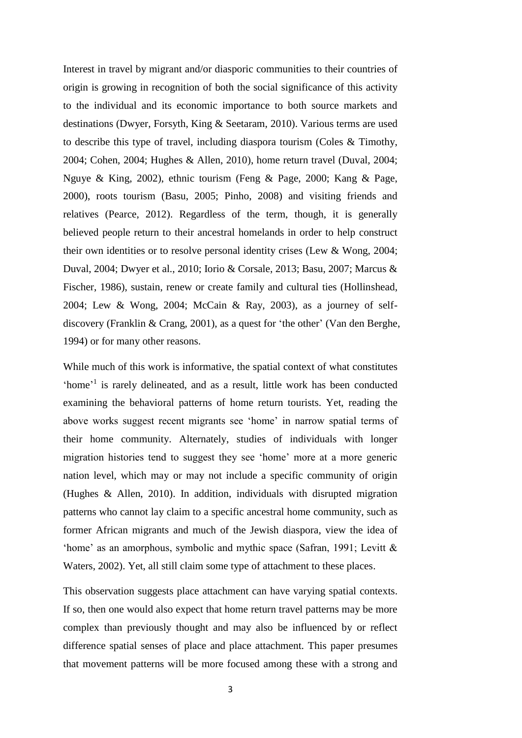Interest in travel by migrant and/or diasporic communities to their countries of origin is growing in recognition of both the social significance of this activity to the individual and its economic importance to both source markets and destinations (Dwyer, Forsyth, King & Seetaram, 2010). Various terms are used to describe this type of travel, including diaspora tourism (Coles & Timothy, 2004; Cohen, 2004; Hughes & Allen, 2010), home return travel (Duval, 2004; Nguye & King, 2002), ethnic tourism (Feng & Page, 2000; Kang & Page, 2000), roots tourism (Basu, 2005; Pinho, 2008) and visiting friends and relatives (Pearce, 2012). Regardless of the term, though, it is generally believed people return to their ancestral homelands in order to help construct their own identities or to resolve personal identity crises (Lew & Wong, 2004; Duval, 2004; Dwyer et al., 2010; Iorio & Corsale, 2013; Basu, 2007; Marcus & Fischer, 1986), sustain, renew or create family and cultural ties (Hollinshead, 2004; Lew & Wong, 2004; McCain & Ray, 2003), as a journey of self-discovery (Franklin & Crang, 2001), as a quest for 'the other' (Van den Berghe, 1994) or for many other reasons.

While much of this work is informative, the spatial context of what constitutes 'home'[1] is rarely delineated, and as a result, little work has been conducted examining the behavioral patterns of home return tourists. Yet, reading the above works suggest recent migrants see 'home' in narrow spatial terms of their home community. Alternately, studies of individuals with longer migration histories tend to suggest they see 'home' more at a more generic nation level, which may or may not include a specific community of origin (Hughes & Allen, 2010). In addition, individuals with disrupted migration patterns who cannot lay claim to a specific ancestral home community, such as former African migrants and much of the Jewish diaspora, view the idea of 'home' as an amorphous, symbolic and mythic space (Safran, 1991; Levitt & Waters, 2002). Yet, all still claim some type of attachment to these places.

This observation suggests place attachment can have varying spatial contexts. If so, then one would also expect that home return travel patterns may be more complex than previously thought and may also be influenced by or reflect difference spatial senses of place and place attachment. This paper presumes that movement patterns will be more focused among these with a strong and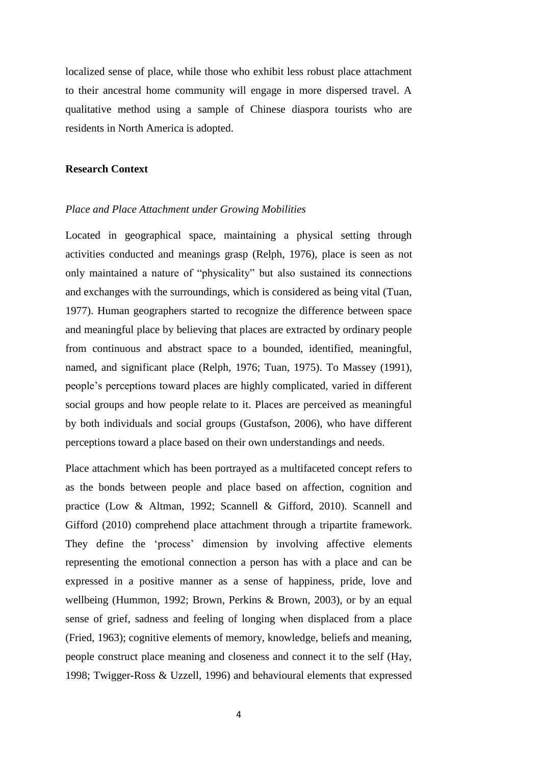localized sense of place, while those who exhibit less robust place attachment to their ancestral home community will engage in more dispersed travel. A qualitative method using a sample of Chinese diaspora tourists who are residents in North America is adopted.

## Research Context

### *Place and Place Attachment under Growing Mobilities*

Located in geographical space, maintaining a physical setting through activities conducted and meanings grasp (Relph, 1976), place is seen as not only maintained a nature of "physicality" but also sustained its connections and exchanges with the surroundings, which is considered as being vital (Tuan, 1977). Human geographers started to recognize the difference between space and meaningful place by believing that places are extracted by ordinary people from continuous and abstract space to a bounded, identified, meaningful, named, and significant place (Relph, 1976; Tuan, 1975). To Massey (1991), people's perceptions toward places are highly complicated, varied in different social groups and how people relate to it. Places are perceived as meaningful by both individuals and social groups (Gustafson, 2006), who have different perceptions toward a place based on their own understandings and needs.

Place attachment which has been portrayed as a multifaceted concept refers to as the bonds between people and place based on affection, cognition and practice (Low & Altman, 1992; Scannell & Gifford, 2010). Scannell and Gifford (2010) comprehend place attachment through a tripartite framework. They define the 'process' dimension by involving affective elements representing the emotional connection a person has with a place and can be expressed in a positive manner as a sense of happiness, pride, love and wellbeing (Hummon, 1992; Brown, Perkins & Brown, 2003), or by an equal sense of grief, sadness and feeling of longing when displaced from a place (Fried, 1963); cognitive elements of memory, knowledge, beliefs and meaning, people construct place meaning and closeness and connect it to the self (Hay, 1998; Twigger-Ross & Uzzell, 1996) and behavioural elements that expressed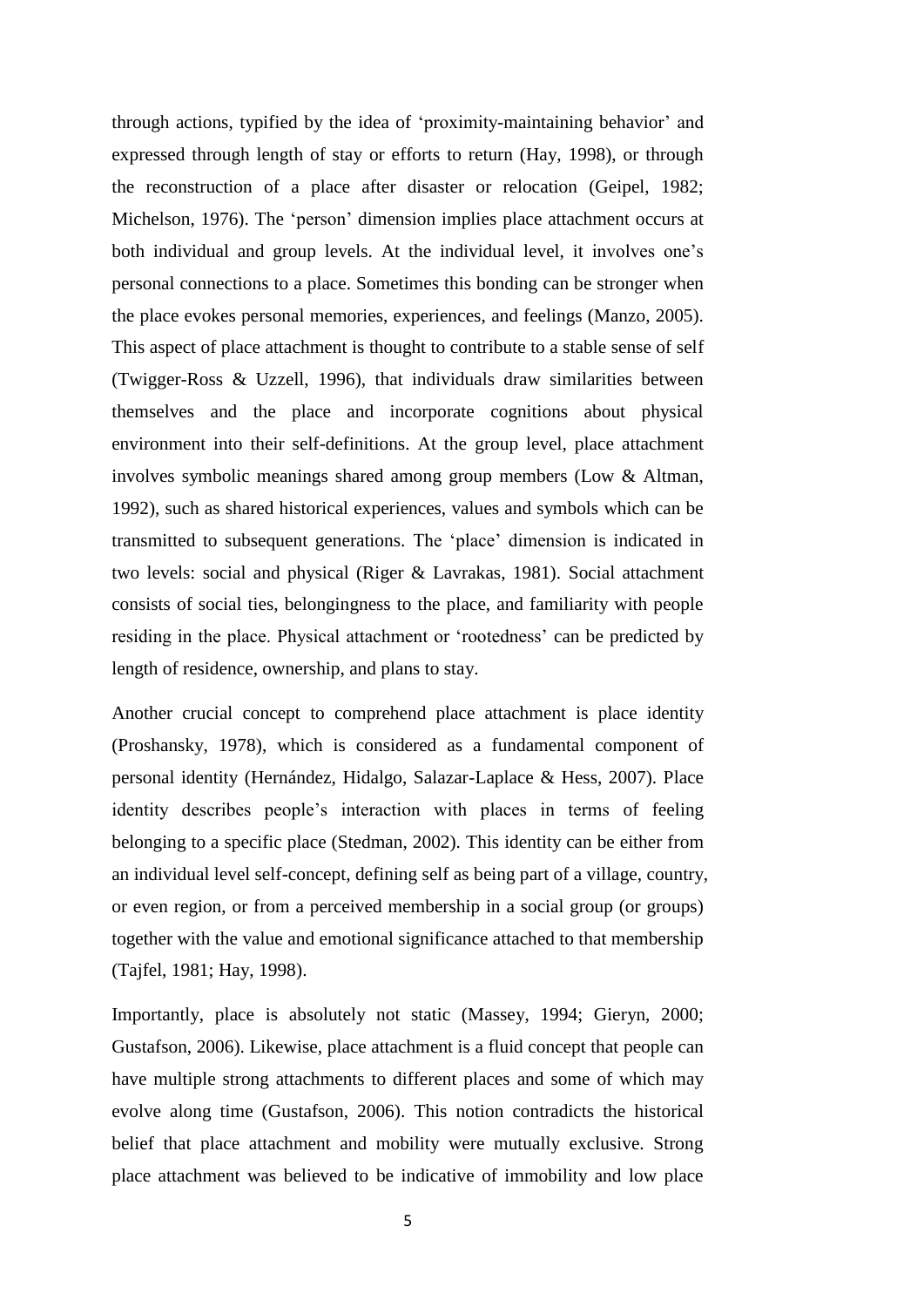through actions, typified by the idea of 'proximity-maintaining behavior' and expressed through length of stay or efforts to return (Hay, 1998), or through the reconstruction of a place after disaster or relocation (Geipel, 1982; Michelson, 1976). The 'person' dimension implies place attachment occurs at both individual and group levels. At the individual level, it involves one's personal connections to a place. Sometimes this bonding can be stronger when the place evokes personal memories, experiences, and feelings (Manzo, 2005). This aspect of place attachment is thought to contribute to a stable sense of self (Twigger-Ross & Uzzell, 1996), that individuals draw similarities between themselves and the place and incorporate cognitions about physical environment into their self-definitions. At the group level, place attachment involves symbolic meanings shared among group members (Low & Altman, 1992), such as shared historical experiences, values and symbols which can be transmitted to subsequent generations. The 'place' dimension is indicated in two levels: social and physical (Riger & Lavrakas, 1981). Social attachment consists of social ties, belongingness to the place, and familiarity with people residing in the place. Physical attachment or 'rootedness' can be predicted by length of residence, ownership, and plans to stay.

Another crucial concept to comprehend place attachment is place identity (Proshansky, 1978), which is considered as a fundamental component of personal identity (Hernández, Hidalgo, Salazar-Laplace & Hess, 2007). Place identity describes people's interaction with places in terms of feeling belonging to a specific place (Stedman, 2002). This identity can be either from an individual level self-concept, defining self as being part of a village, country, or even region, or from a perceived membership in a social group (or groups) together with the value and emotional significance attached to that membership (Tajfel, 1981; Hay, 1998).

Importantly, place is absolutely not static (Massey, 1994; Gieryn, 2000; Gustafson, 2006). Likewise, place attachment is a fluid concept that people can have multiple strong attachments to different places and some of which may evolve along time (Gustafson, 2006). This notion contradicts the historical belief that place attachment and mobility were mutually exclusive. Strong place attachment was believed to be indicative of immobility and low place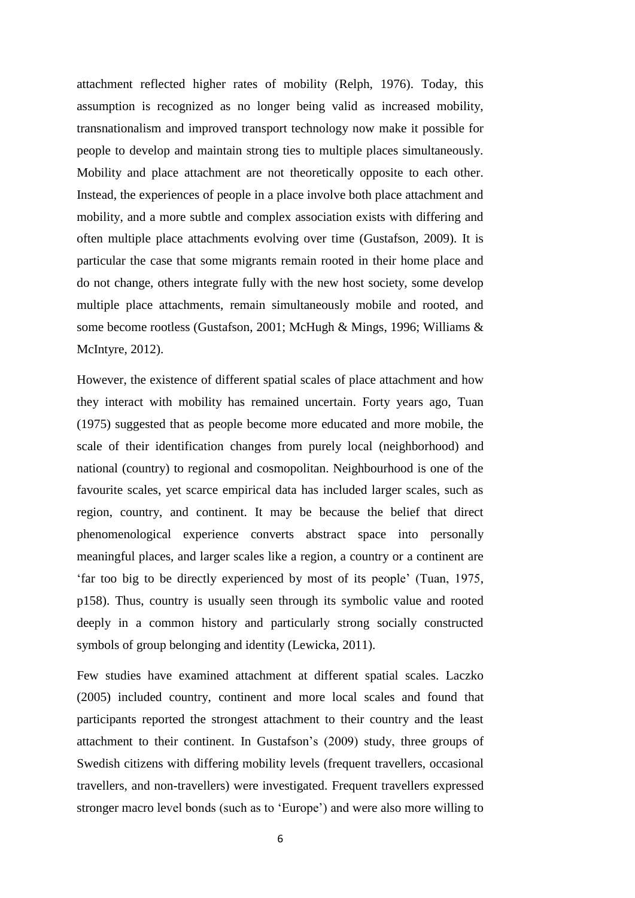attachment reflected higher rates of mobility (Relph, 1976). Today, this assumption is recognized as no longer being valid as increased mobility, transnationalism and improved transport technology now make it possible for people to develop and maintain strong ties to multiple places simultaneously. Mobility and place attachment are not theoretically opposite to each other. Instead, the experiences of people in a place involve both place attachment and mobility, and a more subtle and complex association exists with differing and often multiple place attachments evolving over time (Gustafson, 2009). It is particular the case that some migrants remain rooted in their home place and do not change, others integrate fully with the new host society, some develop multiple place attachments, remain simultaneously mobile and rooted, and some become rootless (Gustafson, 2001; McHugh & Mings, 1996; Williams & McIntyre, 2012).

However, the existence of different spatial scales of place attachment and how they interact with mobility has remained uncertain. Forty years ago, Tuan (1975) suggested that as people become more educated and more mobile, the scale of their identification changes from purely local (neighborhood) and national (country) to regional and cosmopolitan. Neighbourhood is one of the favourite scales, yet scarce empirical data has included larger scales, such as region, country, and continent. It may be because the belief that direct phenomenological experience converts abstract space into personally meaningful places, and larger scales like a region, a country or a continent are 'far too big to be directly experienced by most of its people' (Tuan, 1975, p158). Thus, country is usually seen through its symbolic value and rooted deeply in a common history and particularly strong socially constructed symbols of group belonging and identity (Lewicka, 2011).

Few studies have examined attachment at different spatial scales. Laczko (2005) included country, continent and more local scales and found that participants reported the strongest attachment to their country and the least attachment to their continent. In Gustafson's (2009) study, three groups of Swedish citizens with differing mobility levels (frequent travellers, occasional travellers, and non-travellers) were investigated. Frequent travellers expressed stronger macro level bonds (such as to 'Europe') and were also more willing to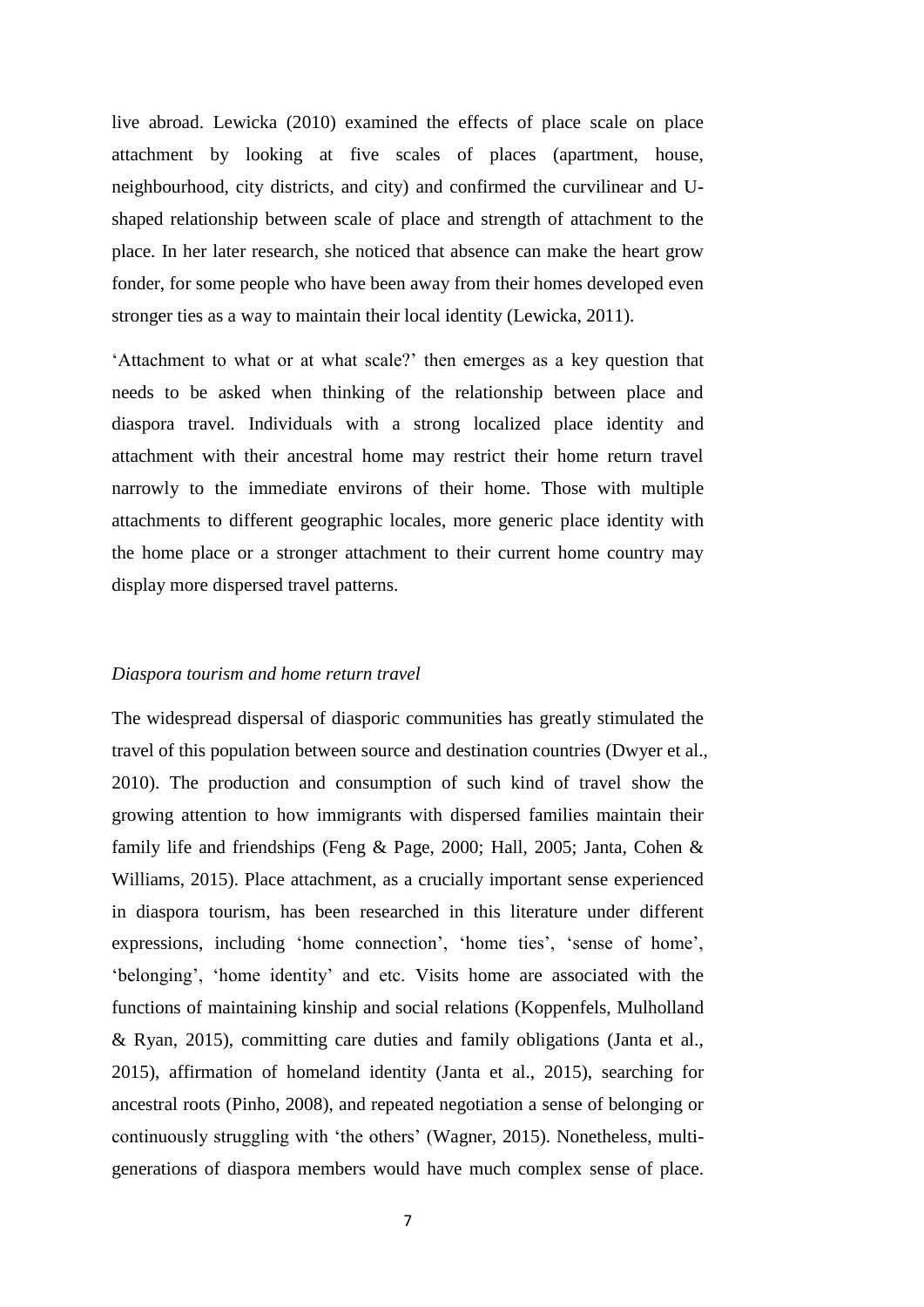live abroad. Lewicka (2010) examined the effects of place scale on place attachment by looking at five scales of places (apartment, house, neighbourhood, city districts, and city) and confirmed the curvilinear and U-shaped relationship between scale of place and strength of attachment to the place. In her later research, she noticed that absence can make the heart grow fonder, for some people who have been away from their homes developed even stronger ties as a way to maintain their local identity (Lewicka, 2011).

'Attachment to what or at what scale?' then emerges as a key question that needs to be asked when thinking of the relationship between place and diaspora travel. Individuals with a strong localized place identity and attachment with their ancestral home may restrict their home return travel narrowly to the immediate environs of their home. Those with multiple attachments to different geographic locales, more generic place identity with the home place or a stronger attachment to their current home country may display more dispersed travel patterns.

*Diaspora tourism and home return travel*

The widespread dispersal of diasporic communities has greatly stimulated the travel of this population between source and destination countries (Dwyer et al., 2010). The production and consumption of such kind of travel show the growing attention to how immigrants with dispersed families maintain their family life and friendships (Feng & Page, 2000; Hall, 2005; Janta, Cohen & Williams, 2015). Place attachment, as a crucially important sense experienced in diaspora tourism, has been researched in this literature under different expressions, including 'home connection', 'home ties', 'sense of home', 'belonging', 'home identity' and etc. Visits home are associated with the functions of maintaining kinship and social relations (Koppenfels, Mulholland & Ryan, 2015), committing care duties and family obligations (Janta et al., 2015), affirmation of homeland identity (Janta et al., 2015), searching for ancestral roots (Pinho, 2008), and repeated negotiation a sense of belonging or continuously struggling with 'the others' (Wagner, 2015). Nonetheless, multi-generations of diaspora members would have much complex sense of place.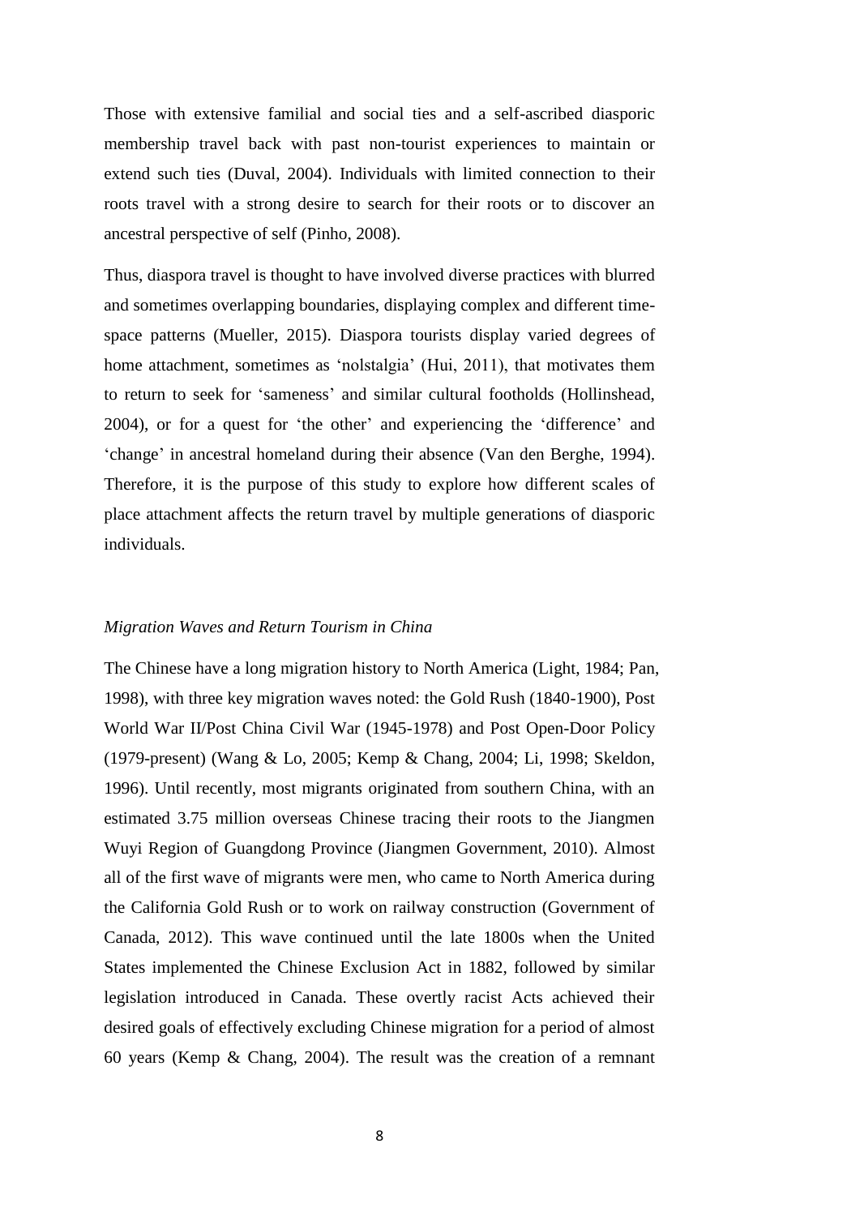Those with extensive familial and social ties and a self-ascribed diasporic membership travel back with past non-tourist experiences to maintain or extend such ties (Duval, 2004). Individuals with limited connection to their roots travel with a strong desire to search for their roots or to discover an ancestral perspective of self (Pinho, 2008).

Thus, diaspora travel is thought to have involved diverse practices with blurred and sometimes overlapping boundaries, displaying complex and different time-space patterns (Mueller, 2015). Diaspora tourists display varied degrees of home attachment, sometimes as 'nolstalgia' (Hui, 2011), that motivates them to return to seek for 'sameness' and similar cultural footholds (Hollinshead, 2004), or for a quest for 'the other' and experiencing the 'difference' and 'change' in ancestral homeland during their absence (Van den Berghe, 1994). Therefore, it is the purpose of this study to explore how different scales of place attachment affects the return travel by multiple generations of diasporic individuals.

*Migration Waves and Return Tourism in China*

The Chinese have a long migration history to North America (Light, 1984; Pan, 1998), with three key migration waves noted: the Gold Rush (1840-1900), Post World War II/Post China Civil War (1945-1978) and Post Open-Door Policy (1979-present) (Wang & Lo, 2005; Kemp & Chang, 2004; Li, 1998; Skeldon, 1996). Until recently, most migrants originated from southern China, with an estimated 3.75 million overseas Chinese tracing their roots to the Jiangmen Wuyi Region of Guangdong Province (Jiangmen Government, 2010). Almost all of the first wave of migrants were men, who came to North America during the California Gold Rush or to work on railway construction (Government of Canada, 2012). This wave continued until the late 1800s when the United States implemented the Chinese Exclusion Act in 1882, followed by similar legislation introduced in Canada. These overtly racist Acts achieved their desired goals of effectively excluding Chinese migration for a period of almost 60 years (Kemp & Chang, 2004). The result was the creation of a remnant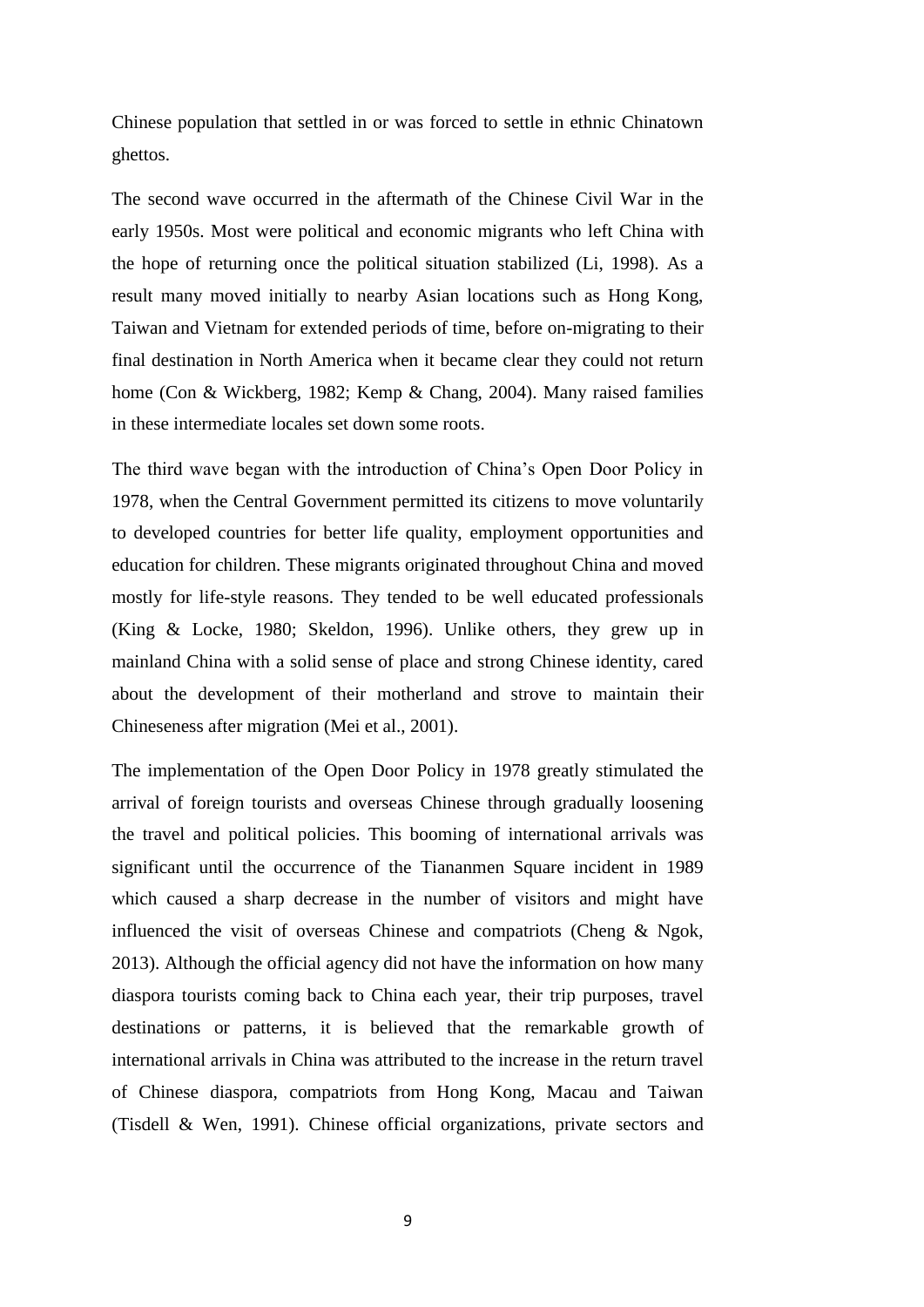Chinese population that settled in or was forced to settle in ethnic Chinatown ghettos.

The second wave occurred in the aftermath of the Chinese Civil War in the early 1950s. Most were political and economic migrants who left China with the hope of returning once the political situation stabilized (Li, 1998). As a result many moved initially to nearby Asian locations such as Hong Kong, Taiwan and Vietnam for extended periods of time, before on-migrating to their final destination in North America when it became clear they could not return home (Con & Wickberg, 1982; Kemp & Chang, 2004). Many raised families in these intermediate locales set down some roots.

The third wave began with the introduction of China's Open Door Policy in 1978, when the Central Government permitted its citizens to move voluntarily to developed countries for better life quality, employment opportunities and education for children. These migrants originated throughout China and moved mostly for life-style reasons. They tended to be well educated professionals (King & Locke, 1980; Skeldon, 1996). Unlike others, they grew up in mainland China with a solid sense of place and strong Chinese identity, cared about the development of their motherland and strove to maintain their Chineseness after migration (Mei et al., 2001).

The implementation of the Open Door Policy in 1978 greatly stimulated the arrival of foreign tourists and overseas Chinese through gradually loosening the travel and political policies. This booming of international arrivals was significant until the occurrence of the Tiananmen Square incident in 1989 which caused a sharp decrease in the number of visitors and might have influenced the visit of overseas Chinese and compatriots (Cheng & Ngok, 2013). Although the official agency did not have the information on how many diaspora tourists coming back to China each year, their trip purposes, travel destinations or patterns, it is believed that the remarkable growth of international arrivals in China was attributed to the increase in the return travel of Chinese diaspora, compatriots from Hong Kong, Macau and Taiwan (Tisdell & Wen, 1991). Chinese official organizations, private sectors and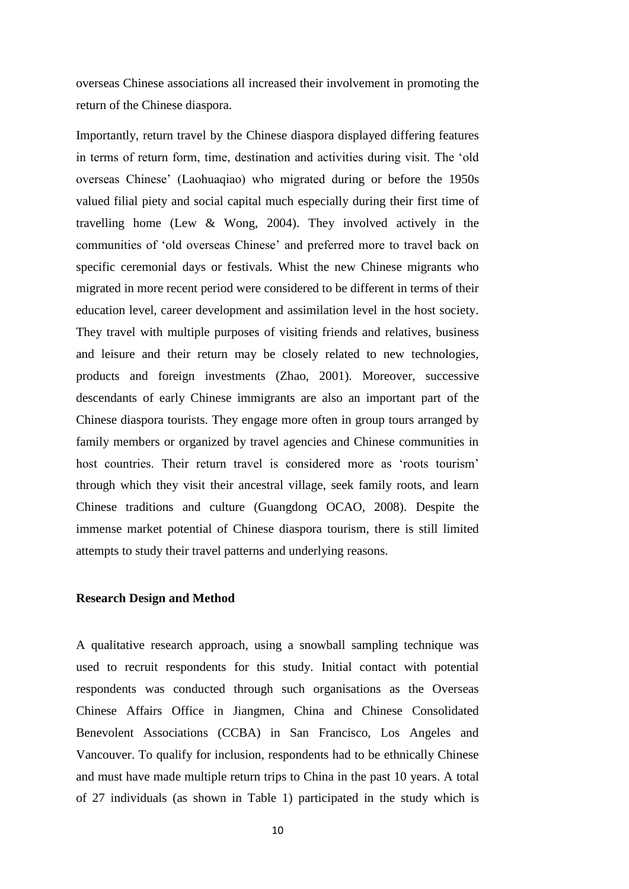overseas Chinese associations all increased their involvement in promoting the return of the Chinese diaspora.

Importantly, return travel by the Chinese diaspora displayed differing features in terms of return form, time, destination and activities during visit. The 'old overseas Chinese' (Laohuaqiao) who migrated during or before the 1950s valued filial piety and social capital much especially during their first time of travelling home (Lew & Wong, 2004). They involved actively in the communities of 'old overseas Chinese' and preferred more to travel back on specific ceremonial days or festivals. Whist the new Chinese migrants who migrated in more recent period were considered to be different in terms of their education level, career development and assimilation level in the host society. They travel with multiple purposes of visiting friends and relatives, business and leisure and their return may be closely related to new technologies, products and foreign investments (Zhao, 2001). Moreover, successive descendants of early Chinese immigrants are also an important part of the Chinese diaspora tourists. They engage more often in group tours arranged by family members or organized by travel agencies and Chinese communities in host countries. Their return travel is considered more as 'roots tourism' through which they visit their ancestral village, seek family roots, and learn Chinese traditions and culture (Guangdong OCAO, 2008). Despite the immense market potential of Chinese diaspora tourism, there is still limited attempts to study their travel patterns and underlying reasons.

## Research Design and Method

A qualitative research approach, using a snowball sampling technique was used to recruit respondents for this study. Initial contact with potential respondents was conducted through such organisations as the Overseas Chinese Affairs Office in Jiangmen, China and Chinese Consolidated Benevolent Associations (CCBA) in San Francisco, Los Angeles and Vancouver. To qualify for inclusion, respondents had to be ethnically Chinese and must have made multiple return trips to China in the past 10 years. A total of 27 individuals (as shown in Table 1) participated in the study which is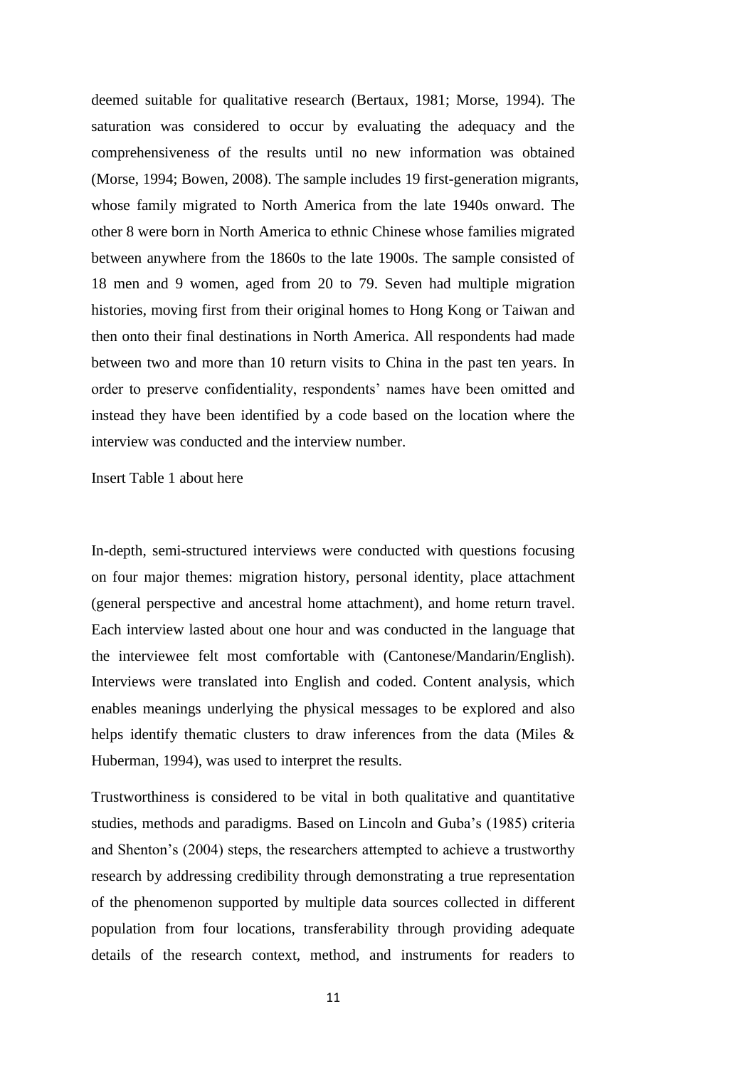deemed suitable for qualitative research (Bertaux, 1981; Morse, 1994). The saturation was considered to occur by evaluating the adequacy and the comprehensiveness of the results until no new information was obtained (Morse, 1994; Bowen, 2008). The sample includes 19 first-generation migrants, whose family migrated to North America from the late 1940s onward. The other 8 were born in North America to ethnic Chinese whose families migrated between anywhere from the 1860s to the late 1900s. The sample consisted of 18 men and 9 women, aged from 20 to 79. Seven had multiple migration histories, moving first from their original homes to Hong Kong or Taiwan and then onto their final destinations in North America. All respondents had made between two and more than 10 return visits to China in the past ten years. In order to preserve confidentiality, respondents' names have been omitted and instead they have been identified by a code based on the location where the interview was conducted and the interview number.

Insert Table 1 about here

In-depth, semi-structured interviews were conducted with questions focusing on four major themes: migration history, personal identity, place attachment (general perspective and ancestral home attachment), and home return travel. Each interview lasted about one hour and was conducted in the language that the interviewee felt most comfortable with (Cantonese/Mandarin/English). Interviews were translated into English and coded. Content analysis, which enables meanings underlying the physical messages to be explored and also helps identify thematic clusters to draw inferences from the data (Miles & Huberman, 1994), was used to interpret the results.

Trustworthiness is considered to be vital in both qualitative and quantitative studies, methods and paradigms. Based on Lincoln and Guba's (1985) criteria and Shenton's (2004) steps, the researchers attempted to achieve a trustworthy research by addressing credibility through demonstrating a true representation of the phenomenon supported by multiple data sources collected in different population from four locations, transferability through providing adequate details of the research context, method, and instruments for readers to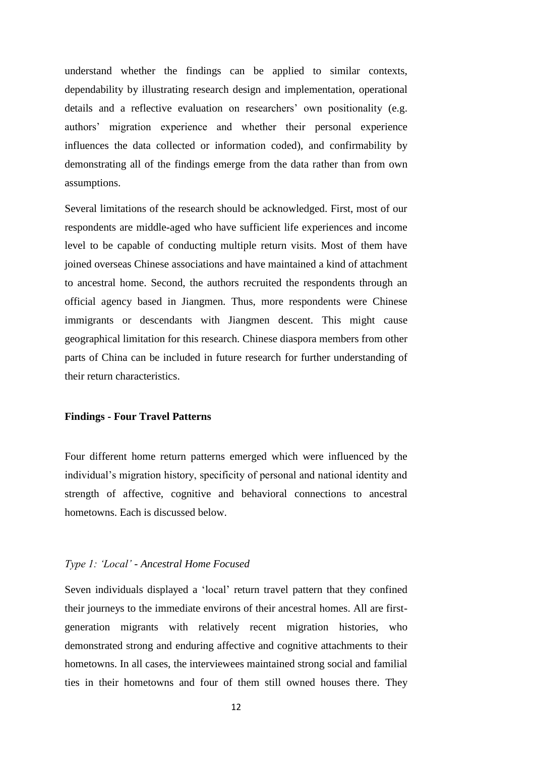understand whether the findings can be applied to similar contexts, dependability by illustrating research design and implementation, operational details and a reflective evaluation on researchers' own positionality (e.g. authors' migration experience and whether their personal experience influences the data collected or information coded), and confirmability by demonstrating all of the findings emerge from the data rather than from own assumptions.

Several limitations of the research should be acknowledged. First, most of our respondents are middle-aged who have sufficient life experiences and income level to be capable of conducting multiple return visits. Most of them have joined overseas Chinese associations and have maintained a kind of attachment to ancestral home. Second, the authors recruited the respondents through an official agency based in Jiangmen. Thus, more respondents were Chinese immigrants or descendants with Jiangmen descent. This might cause geographical limitation for this research. Chinese diaspora members from other parts of China can be included in future research for further understanding of their return characteristics.

## Findings - Four Travel Patterns

Four different home return patterns emerged which were influenced by the individual's migration history, specificity of personal and national identity and strength of affective, cognitive and behavioral connections to ancestral hometowns. Each is discussed below.

### *Type 1: 'Local' - Ancestral Home Focused*

Seven individuals displayed a 'local' return travel pattern that they confined their journeys to the immediate environs of their ancestral homes. All are first-generation migrants with relatively recent migration histories, who demonstrated strong and enduring affective and cognitive attachments to their hometowns. In all cases, the interviewees maintained strong social and familial ties in their hometowns and four of them still owned houses there. They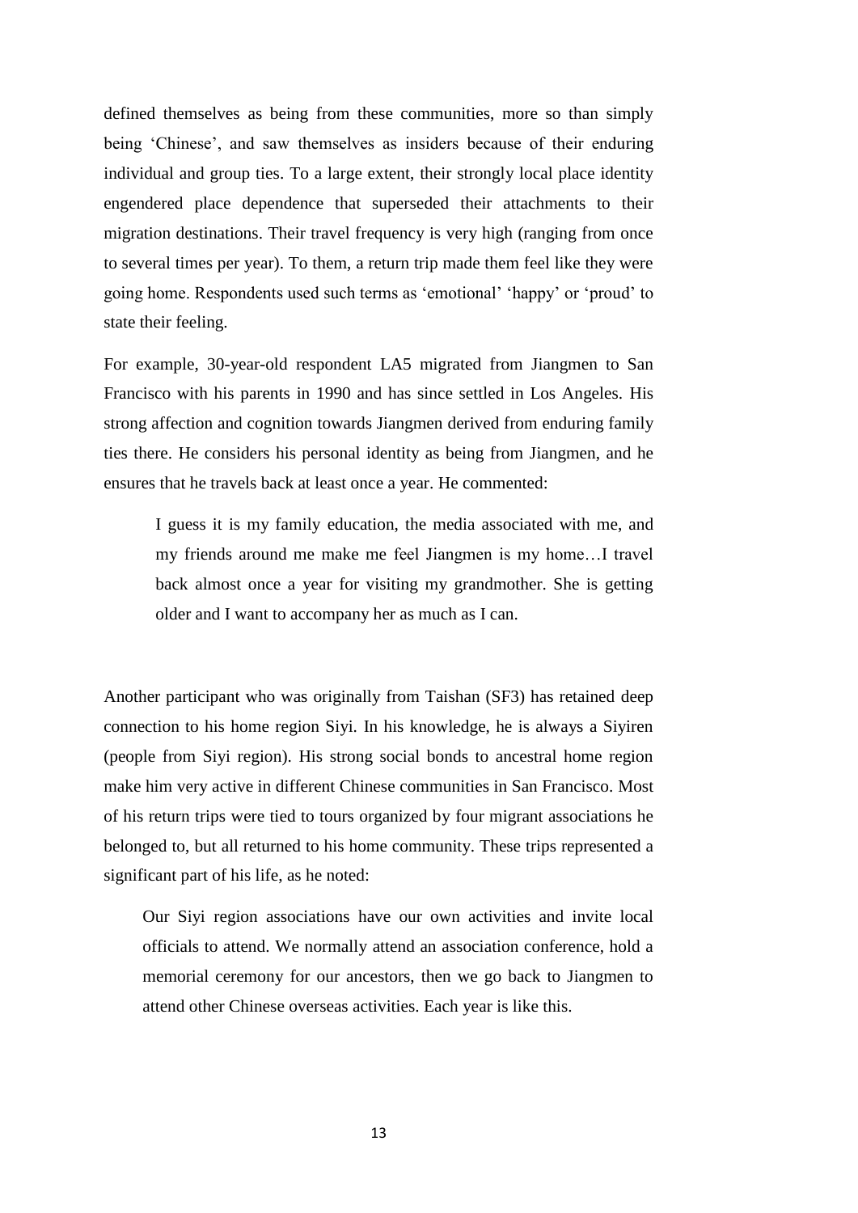defined themselves as being from these communities, more so than simply being 'Chinese', and saw themselves as insiders because of their enduring individual and group ties. To a large extent, their strongly local place identity engendered place dependence that superseded their attachments to their migration destinations. Their travel frequency is very high (ranging from once to several times per year). To them, a return trip made them feel like they were going home. Respondents used such terms as 'emotional' 'happy' or 'proud' to state their feeling.

For example, 30-year-old respondent LA5 migrated from Jiangmen to San Francisco with his parents in 1990 and has since settled in Los Angeles. His strong affection and cognition towards Jiangmen derived from enduring family ties there. He considers his personal identity as being from Jiangmen, and he ensures that he travels back at least once a year. He commented:

> I guess it is my family education, the media associated with me, and my friends around me make me feel Jiangmen is my home…I travel back almost once a year for visiting my grandmother. She is getting older and I want to accompany her as much as I can.

Another participant who was originally from Taishan (SF3) has retained deep connection to his home region Siyi. In his knowledge, he is always a Siyiren (people from Siyi region). His strong social bonds to ancestral home region make him very active in different Chinese communities in San Francisco. Most of his return trips were tied to tours organized by four migrant associations he belonged to, but all returned to his home community. These trips represented a significant part of his life, as he noted:

> Our Siyi region associations have our own activities and invite local officials to attend. We normally attend an association conference, hold a memorial ceremony for our ancestors, then we go back to Jiangmen to attend other Chinese overseas activities. Each year is like this.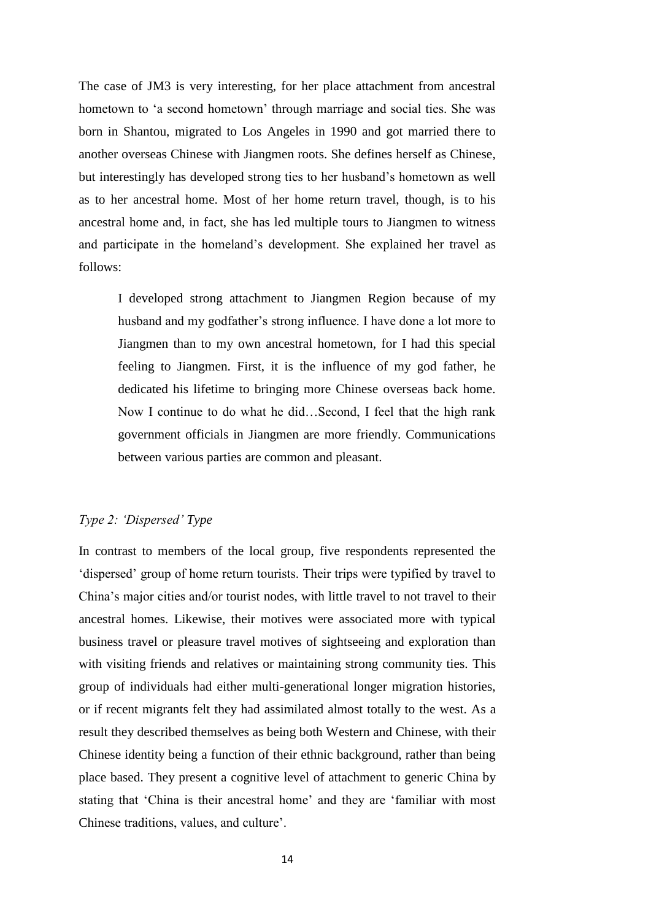The case of JM3 is very interesting, for her place attachment from ancestral hometown to 'a second hometown' through marriage and social ties. She was born in Shantou, migrated to Los Angeles in 1990 and got married there to another overseas Chinese with Jiangmen roots. She defines herself as Chinese, but interestingly has developed strong ties to her husband's hometown as well as to her ancestral home. Most of her home return travel, though, is to his ancestral home and, in fact, she has led multiple tours to Jiangmen to witness and participate in the homeland's development. She explained her travel as follows:

> I developed strong attachment to Jiangmen Region because of my husband and my godfather's strong influence. I have done a lot more to Jiangmen than to my own ancestral hometown, for I had this special feeling to Jiangmen. First, it is the influence of my god father, he dedicated his lifetime to bringing more Chinese overseas back home. Now I continue to do what he did…Second, I feel that the high rank government officials in Jiangmen are more friendly. Communications between various parties are common and pleasant.

### *Type 2: 'Dispersed' Type*

In contrast to members of the local group, five respondents represented the 'dispersed' group of home return tourists. Their trips were typified by travel to China's major cities and/or tourist nodes, with little travel to not travel to their ancestral homes. Likewise, their motives were associated more with typical business travel or pleasure travel motives of sightseeing and exploration than with visiting friends and relatives or maintaining strong community ties. This group of individuals had either multi-generational longer migration histories, or if recent migrants felt they had assimilated almost totally to the west. As a result they described themselves as being both Western and Chinese, with their Chinese identity being a function of their ethnic background, rather than being place based. They present a cognitive level of attachment to generic China by stating that 'China is their ancestral home' and they are 'familiar with most Chinese traditions, values, and culture'.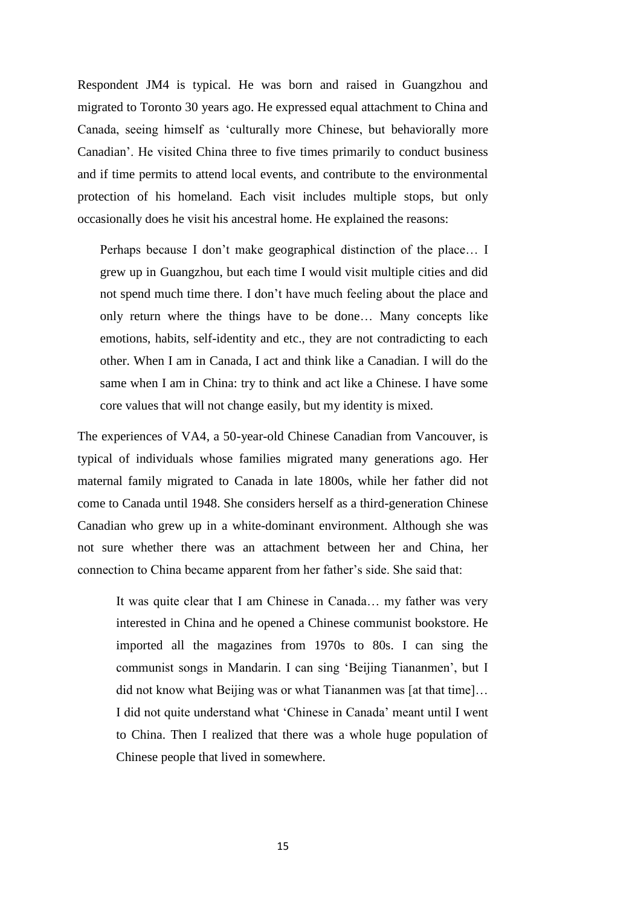Respondent JM4 is typical. He was born and raised in Guangzhou and migrated to Toronto 30 years ago. He expressed equal attachment to China and Canada, seeing himself as 'culturally more Chinese, but behaviorally more Canadian'. He visited China three to five times primarily to conduct business and if time permits to attend local events, and contribute to the environmental protection of his homeland. Each visit includes multiple stops, but only occasionally does he visit his ancestral home. He explained the reasons:

> Perhaps because I don't make geographical distinction of the place… I grew up in Guangzhou, but each time I would visit multiple cities and did not spend much time there. I don't have much feeling about the place and only return where the things have to be done… Many concepts like emotions, habits, self-identity and etc., they are not contradicting to each other. When I am in Canada, I act and think like a Canadian. I will do the same when I am in China: try to think and act like a Chinese. I have some core values that will not change easily, but my identity is mixed.

The experiences of VA4, a 50-year-old Chinese Canadian from Vancouver, is typical of individuals whose families migrated many generations ago. Her maternal family migrated to Canada in late 1800s, while her father did not come to Canada until 1948. She considers herself as a third-generation Chinese Canadian who grew up in a white-dominant environment. Although she was not sure whether there was an attachment between her and China, her connection to China became apparent from her father's side. She said that:

> It was quite clear that I am Chinese in Canada… my father was very interested in China and he opened a Chinese communist bookstore. He imported all the magazines from 1970s to 80s. I can sing the communist songs in Mandarin. I can sing 'Beijing Tiananmen', but I did not know what Beijing was or what Tiananmen was [at that time]… I did not quite understand what 'Chinese in Canada' meant until I went to China. Then I realized that there was a whole huge population of Chinese people that lived in somewhere.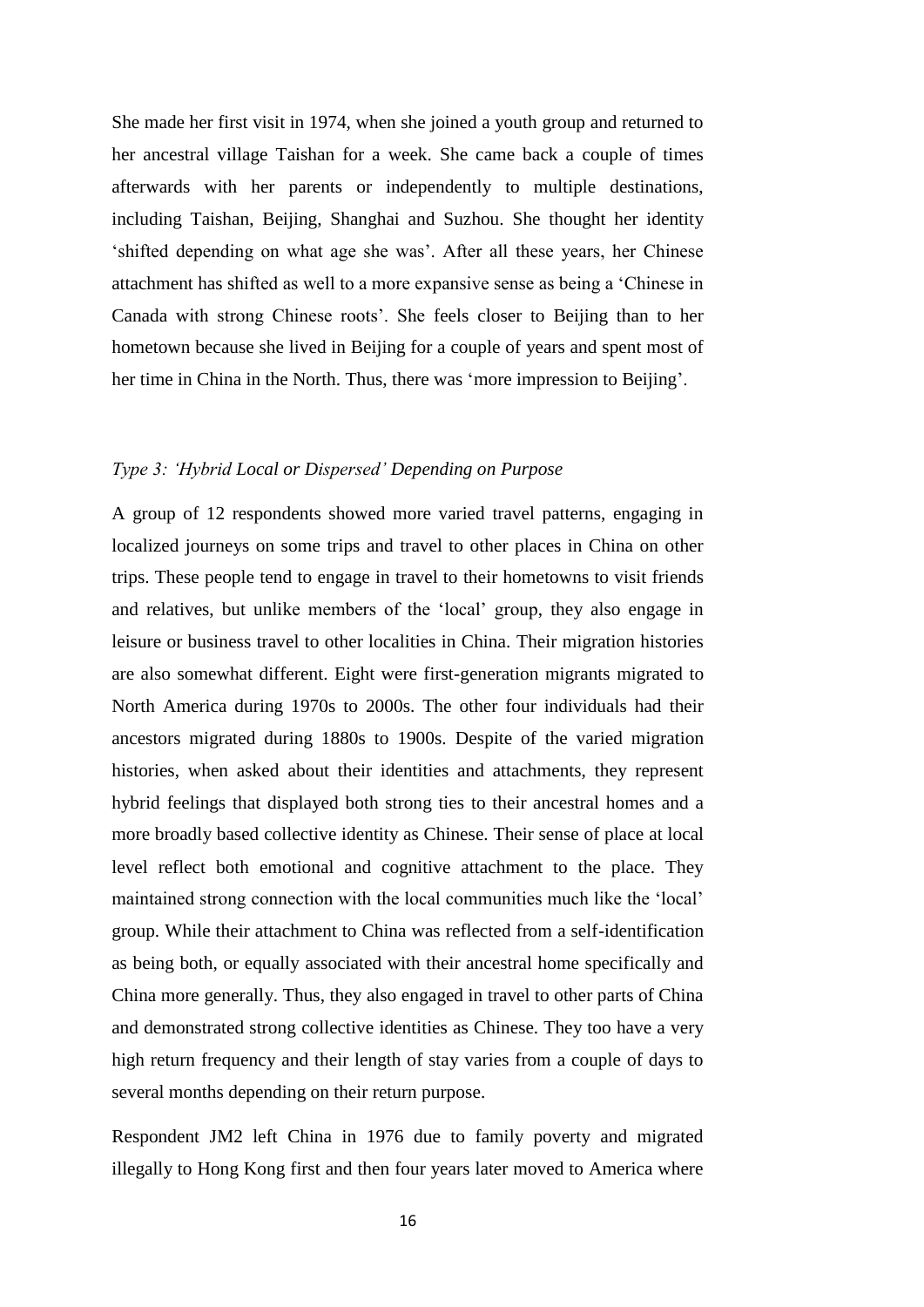She made her first visit in 1974, when she joined a youth group and returned to her ancestral village Taishan for a week. She came back a couple of times afterwards with her parents or independently to multiple destinations, including Taishan, Beijing, Shanghai and Suzhou. She thought her identity 'shifted depending on what age she was'. After all these years, her Chinese attachment has shifted as well to a more expansive sense as being a 'Chinese in Canada with strong Chinese roots'. She feels closer to Beijing than to her hometown because she lived in Beijing for a couple of years and spent most of her time in China in the North. Thus, there was 'more impression to Beijing'.

### *Type 3: 'Hybrid Local or Dispersed' Depending on Purpose*

A group of 12 respondents showed more varied travel patterns, engaging in localized journeys on some trips and travel to other places in China on other trips. These people tend to engage in travel to their hometowns to visit friends and relatives, but unlike members of the 'local' group, they also engage in leisure or business travel to other localities in China. Their migration histories are also somewhat different. Eight were first-generation migrants migrated to North America during 1970s to 2000s. The other four individuals had their ancestors migrated during 1880s to 1900s. Despite of the varied migration histories, when asked about their identities and attachments, they represent hybrid feelings that displayed both strong ties to their ancestral homes and a more broadly based collective identity as Chinese. Their sense of place at local level reflect both emotional and cognitive attachment to the place. They maintained strong connection with the local communities much like the 'local' group. While their attachment to China was reflected from a self-identification as being both, or equally associated with their ancestral home specifically and China more generally. Thus, they also engaged in travel to other parts of China and demonstrated strong collective identities as Chinese. They too have a very high return frequency and their length of stay varies from a couple of days to several months depending on their return purpose.

Respondent JM2 left China in 1976 due to family poverty and migrated illegally to Hong Kong first and then four years later moved to America where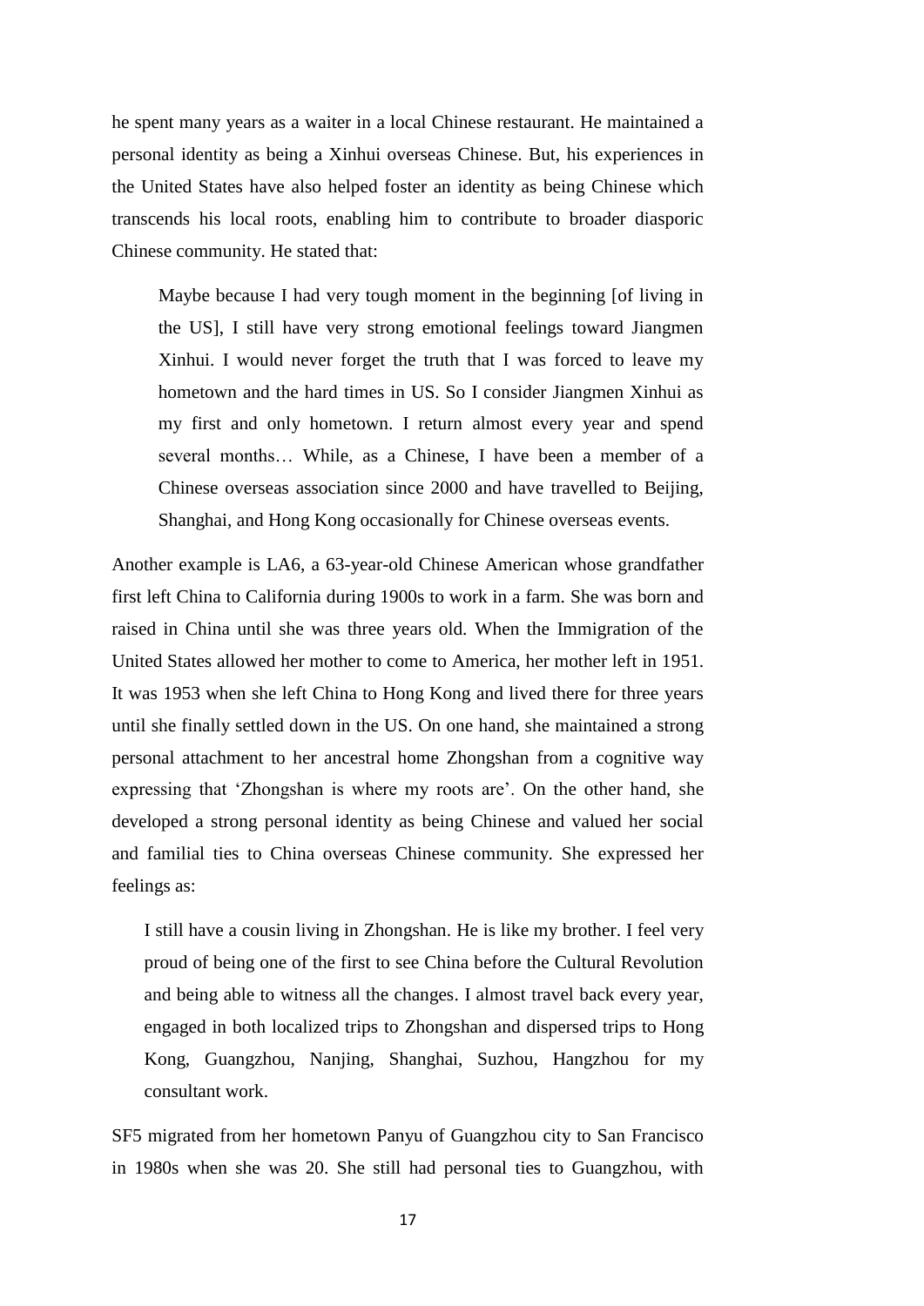he spent many years as a waiter in a local Chinese restaurant. He maintained a personal identity as being a Xinhui overseas Chinese. But, his experiences in the United States have also helped foster an identity as being Chinese which transcends his local roots, enabling him to contribute to broader diasporic Chinese community. He stated that:

> Maybe because I had very tough moment in the beginning [of living in the US], I still have very strong emotional feelings toward Jiangmen Xinhui. I would never forget the truth that I was forced to leave my hometown and the hard times in US. So I consider Jiangmen Xinhui as my first and only hometown. I return almost every year and spend several months… While, as a Chinese, I have been a member of a Chinese overseas association since 2000 and have travelled to Beijing, Shanghai, and Hong Kong occasionally for Chinese overseas events.

Another example is LA6, a 63-year-old Chinese American whose grandfather first left China to California during 1900s to work in a farm. She was born and raised in China until she was three years old. When the Immigration of the United States allowed her mother to come to America, her mother left in 1951. It was 1953 when she left China to Hong Kong and lived there for three years until she finally settled down in the US. On one hand, she maintained a strong personal attachment to her ancestral home Zhongshan from a cognitive way expressing that 'Zhongshan is where my roots are'. On the other hand, she developed a strong personal identity as being Chinese and valued her social and familial ties to China overseas Chinese community. She expressed her feelings as:

> I still have a cousin living in Zhongshan. He is like my brother. I feel very proud of being one of the first to see China before the Cultural Revolution and being able to witness all the changes. I almost travel back every year, engaged in both localized trips to Zhongshan and dispersed trips to Hong Kong, Guangzhou, Nanjing, Shanghai, Suzhou, Hangzhou for my consultant work.

SF5 migrated from her hometown Panyu of Guangzhou city to San Francisco in 1980s when she was 20. She still had personal ties to Guangzhou, with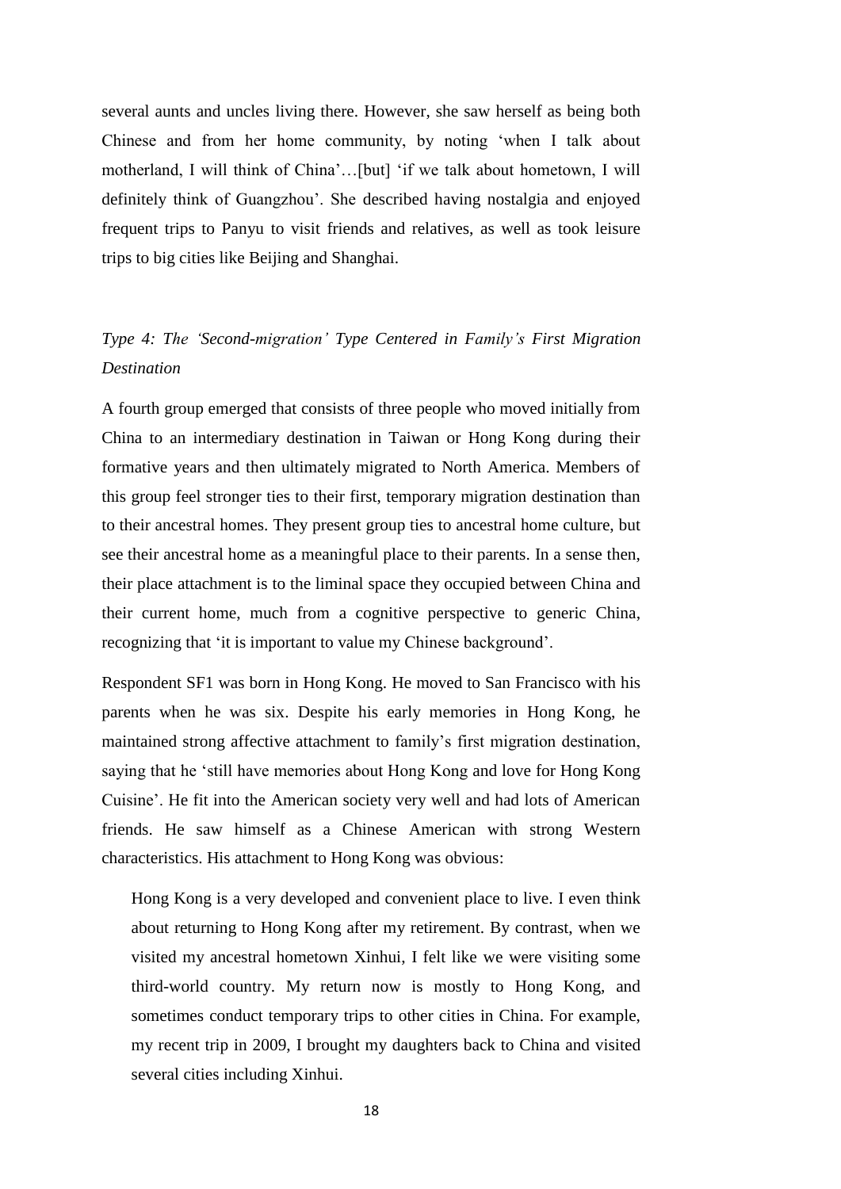several aunts and uncles living there. However, she saw herself as being both Chinese and from her home community, by noting 'when I talk about motherland, I will think of China'…[but] 'if we talk about hometown, I will definitely think of Guangzhou'. She described having nostalgia and enjoyed frequent trips to Panyu to visit friends and relatives, as well as took leisure trips to big cities like Beijing and Shanghai.

*Type 4: The 'Second-migration' Type Centered in Family's First Migration Destination*

A fourth group emerged that consists of three people who moved initially from China to an intermediary destination in Taiwan or Hong Kong during their formative years and then ultimately migrated to North America. Members of this group feel stronger ties to their first, temporary migration destination than to their ancestral homes. They present group ties to ancestral home culture, but see their ancestral home as a meaningful place to their parents. In a sense then, their place attachment is to the liminal space they occupied between China and their current home, much from a cognitive perspective to generic China, recognizing that 'it is important to value my Chinese background'.

Respondent SF1 was born in Hong Kong. He moved to San Francisco with his parents when he was six. Despite his early memories in Hong Kong, he maintained strong affective attachment to family's first migration destination, saying that he 'still have memories about Hong Kong and love for Hong Kong Cuisine'. He fit into the American society very well and had lots of American friends. He saw himself as a Chinese American with strong Western characteristics. His attachment to Hong Kong was obvious:

> Hong Kong is a very developed and convenient place to live. I even think about returning to Hong Kong after my retirement. By contrast, when we visited my ancestral hometown Xinhui, I felt like we were visiting some third-world country. My return now is mostly to Hong Kong, and sometimes conduct temporary trips to other cities in China. For example, my recent trip in 2009, I brought my daughters back to China and visited several cities including Xinhui.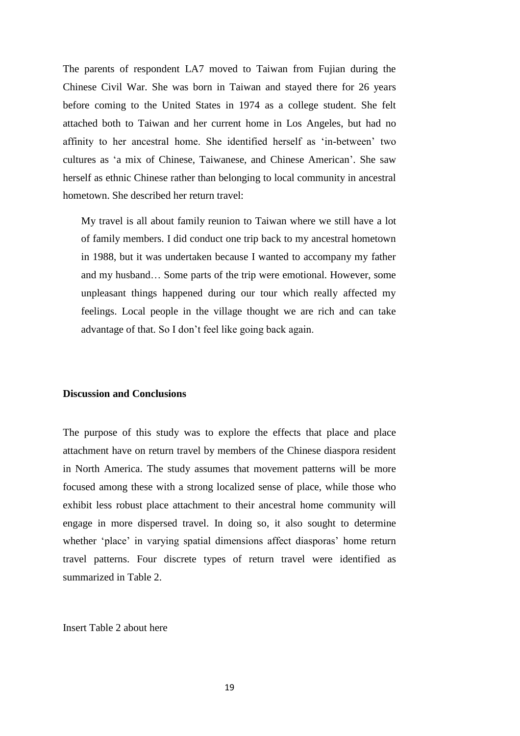The parents of respondent LA7 moved to Taiwan from Fujian during the Chinese Civil War. She was born in Taiwan and stayed there for 26 years before coming to the United States in 1974 as a college student. She felt attached both to Taiwan and her current home in Los Angeles, but had no affinity to her ancestral home. She identified herself as 'in-between' two cultures as 'a mix of Chinese, Taiwanese, and Chinese American'. She saw herself as ethnic Chinese rather than belonging to local community in ancestral hometown. She described her return travel:

> My travel is all about family reunion to Taiwan where we still have a lot of family members. I did conduct one trip back to my ancestral hometown in 1988, but it was undertaken because I wanted to accompany my father and my husband… Some parts of the trip were emotional. However, some unpleasant things happened during our tour which really affected my feelings. Local people in the village thought we are rich and can take advantage of that. So I don't feel like going back again.

**Discussion and Conclusions**

The purpose of this study was to explore the effects that place and place attachment have on return travel by members of the Chinese diaspora resident in North America. The study assumes that movement patterns will be more focused among these with a strong localized sense of place, while those who exhibit less robust place attachment to their ancestral home community will engage in more dispersed travel. In doing so, it also sought to determine whether 'place' in varying spatial dimensions affect diasporas' home return travel patterns. Four discrete types of return travel were identified as summarized in Table 2.

Insert Table 2 about here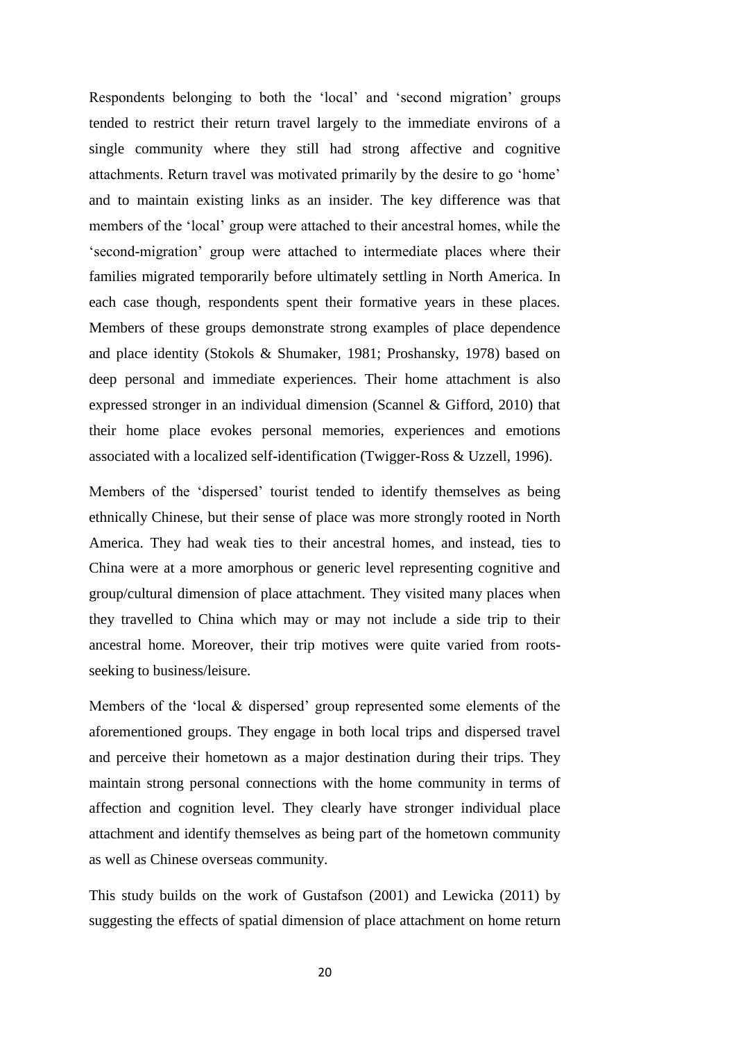Respondents belonging to both the 'local' and 'second migration' groups tended to restrict their return travel largely to the immediate environs of a single community where they still had strong affective and cognitive attachments. Return travel was motivated primarily by the desire to go 'home' and to maintain existing links as an insider. The key difference was that members of the 'local' group were attached to their ancestral homes, while the 'second-migration' group were attached to intermediate places where their families migrated temporarily before ultimately settling in North America. In each case though, respondents spent their formative years in these places. Members of these groups demonstrate strong examples of place dependence and place identity (Stokols & Shumaker, 1981; Proshansky, 1978) based on deep personal and immediate experiences. Their home attachment is also expressed stronger in an individual dimension (Scannel & Gifford, 2010) that their home place evokes personal memories, experiences and emotions associated with a localized self-identification (Twigger-Ross & Uzzell, 1996).

Members of the 'dispersed' tourist tended to identify themselves as being ethnically Chinese, but their sense of place was more strongly rooted in North America. They had weak ties to their ancestral homes, and instead, ties to China were at a more amorphous or generic level representing cognitive and group/cultural dimension of place attachment. They visited many places when they travelled to China which may or may not include a side trip to their ancestral home. Moreover, their trip motives were quite varied from roots-seeking to business/leisure.

Members of the 'local & dispersed' group represented some elements of the aforementioned groups. They engage in both local trips and dispersed travel and perceive their hometown as a major destination during their trips. They maintain strong personal connections with the home community in terms of affection and cognition level. They clearly have stronger individual place attachment and identify themselves as being part of the hometown community as well as Chinese overseas community.

This study builds on the work of Gustafson (2001) and Lewicka (2011) by suggesting the effects of spatial dimension of place attachment on home return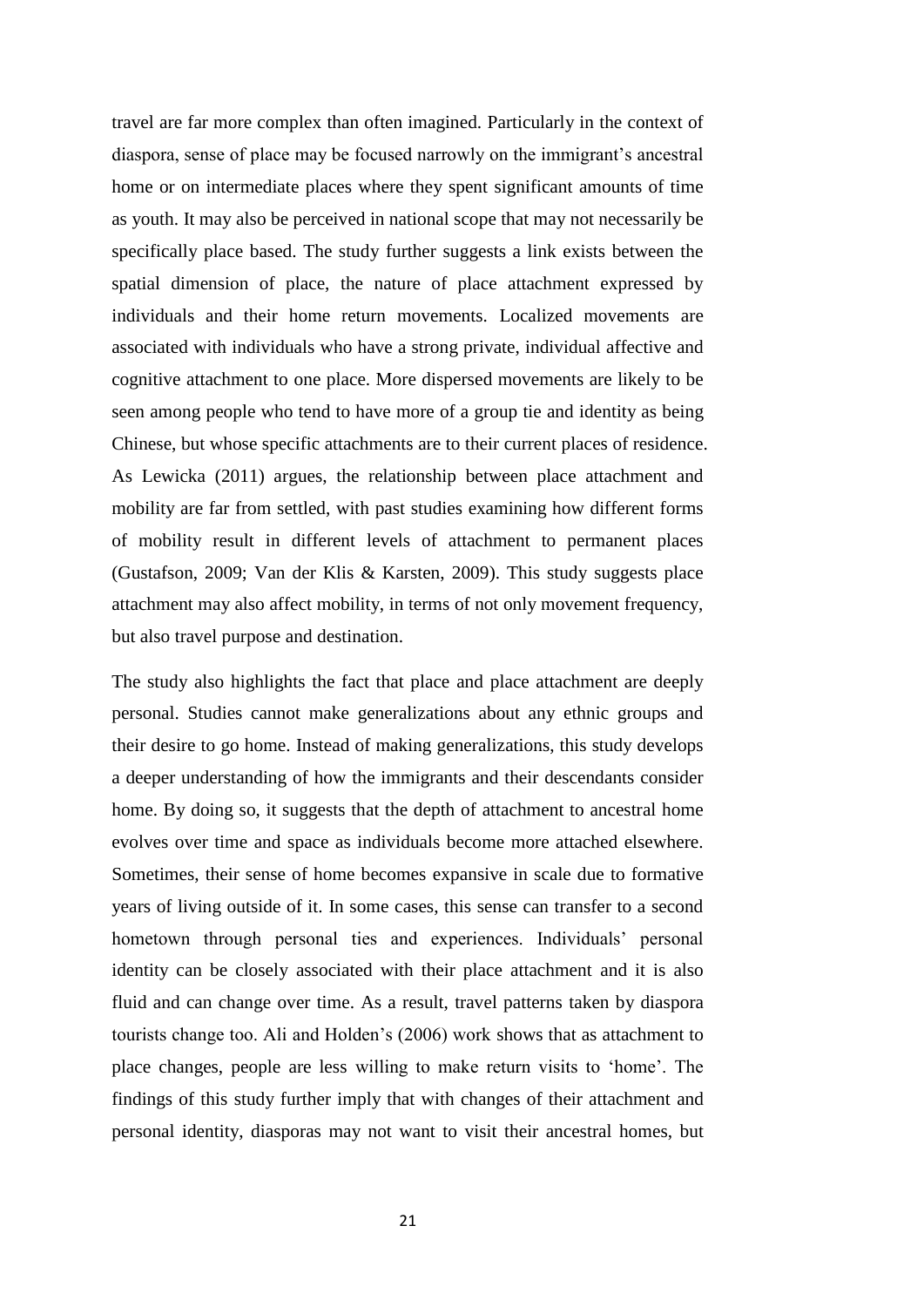travel are far more complex than often imagined. Particularly in the context of diaspora, sense of place may be focused narrowly on the immigrant's ancestral home or on intermediate places where they spent significant amounts of time as youth. It may also be perceived in national scope that may not necessarily be specifically place based. The study further suggests a link exists between the spatial dimension of place, the nature of place attachment expressed by individuals and their home return movements. Localized movements are associated with individuals who have a strong private, individual affective and cognitive attachment to one place. More dispersed movements are likely to be seen among people who tend to have more of a group tie and identity as being Chinese, but whose specific attachments are to their current places of residence. As Lewicka (2011) argues, the relationship between place attachment and mobility are far from settled, with past studies examining how different forms of mobility result in different levels of attachment to permanent places (Gustafson, 2009; Van der Klis & Karsten, 2009). This study suggests place attachment may also affect mobility, in terms of not only movement frequency, but also travel purpose and destination.

The study also highlights the fact that place and place attachment are deeply personal. Studies cannot make generalizations about any ethnic groups and their desire to go home. Instead of making generalizations, this study develops a deeper understanding of how the immigrants and their descendants consider home. By doing so, it suggests that the depth of attachment to ancestral home evolves over time and space as individuals become more attached elsewhere. Sometimes, their sense of home becomes expansive in scale due to formative years of living outside of it. In some cases, this sense can transfer to a second hometown through personal ties and experiences. Individuals' personal identity can be closely associated with their place attachment and it is also fluid and can change over time. As a result, travel patterns taken by diaspora tourists change too. Ali and Holden's (2006) work shows that as attachment to place changes, people are less willing to make return visits to 'home'. The findings of this study further imply that with changes of their attachment and personal identity, diasporas may not want to visit their ancestral homes, but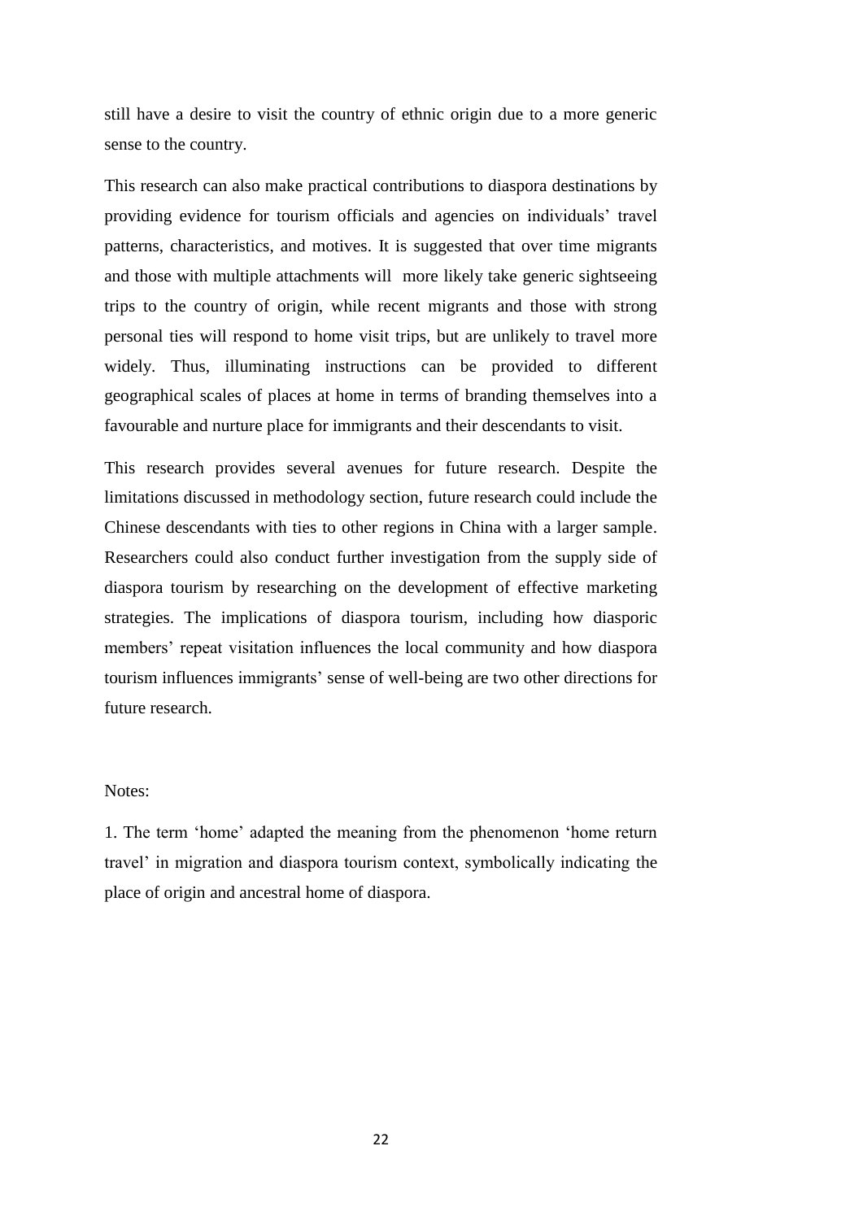still have a desire to visit the country of ethnic origin due to a more generic sense to the country.

This research can also make practical contributions to diaspora destinations by providing evidence for tourism officials and agencies on individuals' travel patterns, characteristics, and motives. It is suggested that over time migrants and those with multiple attachments will more likely take generic sightseeing trips to the country of origin, while recent migrants and those with strong personal ties will respond to home visit trips, but are unlikely to travel more widely. Thus, illuminating instructions can be provided to different geographical scales of places at home in terms of branding themselves into a favourable and nurture place for immigrants and their descendants to visit.

This research provides several avenues for future research. Despite the limitations discussed in methodology section, future research could include the Chinese descendants with ties to other regions in China with a larger sample. Researchers could also conduct further investigation from the supply side of diaspora tourism by researching on the development of effective marketing strategies. The implications of diaspora tourism, including how diasporic members' repeat visitation influences the local community and how diaspora tourism influences immigrants' sense of well-being are two other directions for future research.

Notes:

1. The term 'home' adapted the meaning from the phenomenon 'home return travel' in migration and diaspora tourism context, symbolically indicating the place of origin and ancestral home of diaspora.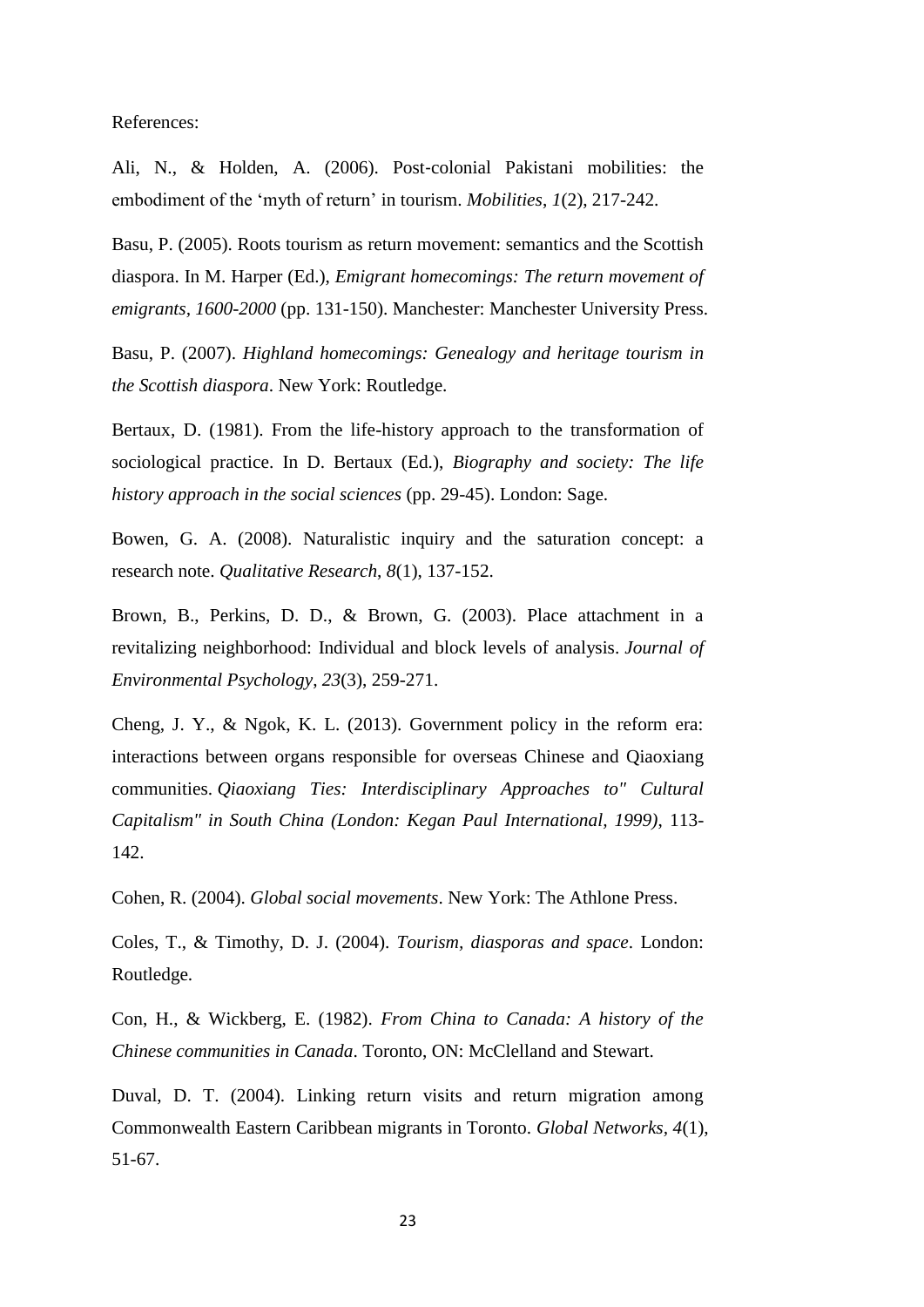References:

Ali, N., & Holden, A. (2006). Post-colonial Pakistani mobilities: the embodiment of the 'myth of return' in tourism. *Mobilities*, *1*(2), 217-242.

Basu, P. (2005). Roots tourism as return movement: semantics and the Scottish diaspora. In M. Harper (Ed.), *Emigrant homecomings: The return movement of emigrants, 1600-2000* (pp. 131-150). Manchester: Manchester University Press.

Basu, P. (2007). *Highland homecomings: Genealogy and heritage tourism in the Scottish diaspora*. New York: Routledge.

Bertaux, D. (1981). From the life-history approach to the transformation of sociological practice. In D. Bertaux (Ed.), *Biography and society: The life history approach in the social sciences* (pp. 29-45). London: Sage.

Bowen, G. A. (2008). Naturalistic inquiry and the saturation concept: a research note. *Qualitative Research*, *8*(1), 137-152.

Brown, B., Perkins, D. D., & Brown, G. (2003). Place attachment in a revitalizing neighborhood: Individual and block levels of analysis. *Journal of Environmental Psychology*, *23*(3), 259-271.

Cheng, J. Y., & Ngok, K. L. (2013). Government policy in the reform era: interactions between organs responsible for overseas Chinese and Qiaoxiang communities. *Qiaoxiang Ties: Interdisciplinary Approaches to" Cultural Capitalism" in South China (London: Kegan Paul International, 1999)*, 113-142.

Cohen, R. (2004). *Global social movements*. New York: The Athlone Press.

Coles, T., & Timothy, D. J. (2004). *Tourism, diasporas and space*. London: Routledge.

Con, H., & Wickberg, E. (1982). *From China to Canada: A history of the Chinese communities in Canada*. Toronto, ON: McClelland and Stewart.

Duval, D. T. (2004). Linking return visits and return migration among Commonwealth Eastern Caribbean migrants in Toronto. *Global Networks*, *4*(1), 51-67.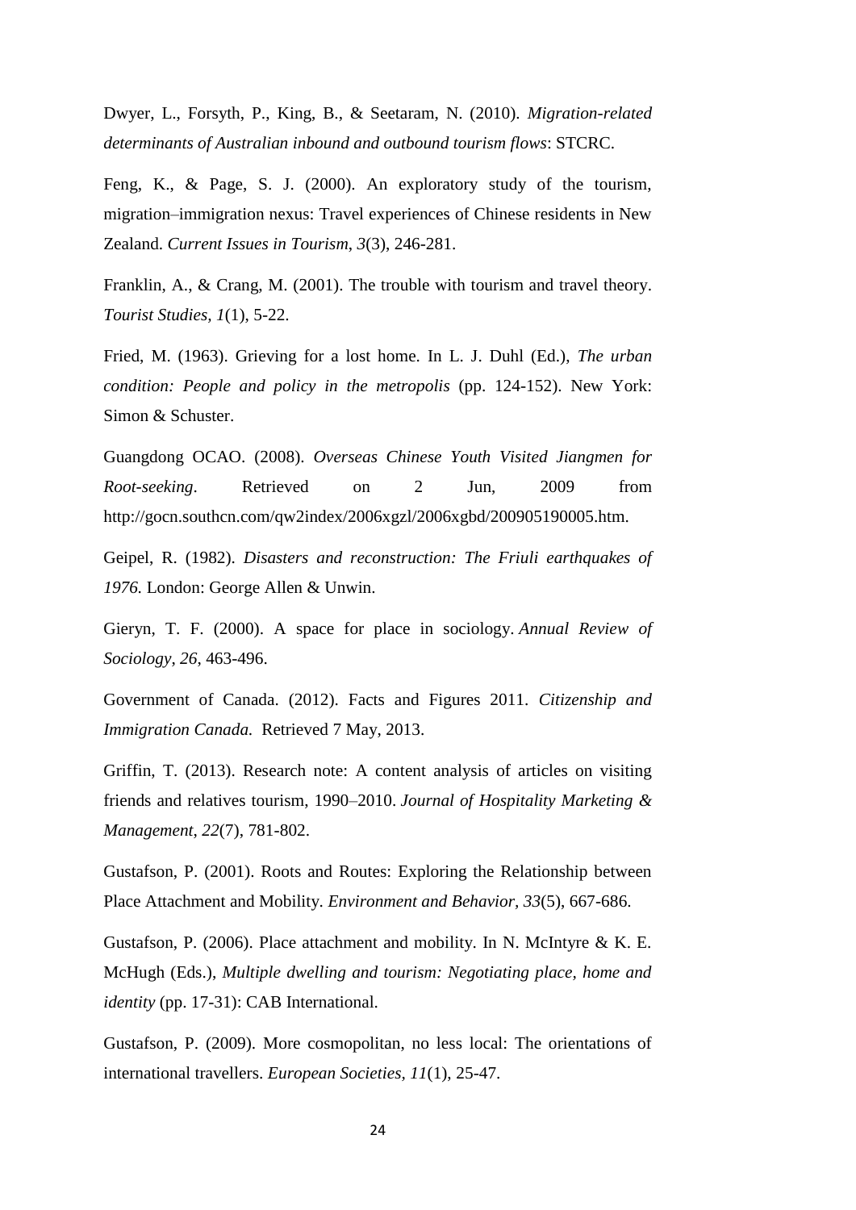Dwyer, L., Forsyth, P., King, B., & Seetaram, N. (2010). *Migration-related determinants of Australian inbound and outbound tourism flows*: STCRC.

Feng, K., & Page, S. J. (2000). An exploratory study of the tourism, migration–immigration nexus: Travel experiences of Chinese residents in New Zealand. *Current Issues in Tourism, 3*(3), 246-281.

Franklin, A., & Crang, M. (2001). The trouble with tourism and travel theory. *Tourist Studies, 1*(1), 5-22.

Fried, M. (1963). Grieving for a lost home. In L. J. Duhl (Ed.), *The urban condition: People and policy in the metropolis* (pp. 124-152). New York: Simon & Schuster.

Guangdong OCAO. (2008). *Overseas Chinese Youth Visited Jiangmen for Root-seeking*. Retrieved on 2 Jun, 2009 from http://gocn.southcn.com/qw2index/2006xgzl/2006xgbd/200905190005.htm.

Geipel, R. (1982). *Disasters and reconstruction: The Friuli earthquakes of 1976.* London: George Allen & Unwin.

Gieryn, T. F. (2000). A space for place in sociology. *Annual Review of Sociology, 26*, 463-496.

Government of Canada. (2012). Facts and Figures 2011. *Citizenship and Immigration Canada.* Retrieved 7 May, 2013.

Griffin, T. (2013). Research note: A content analysis of articles on visiting friends and relatives tourism, 1990–2010. *Journal of Hospitality Marketing & Management, 22*(7), 781-802.

Gustafson, P. (2001). Roots and Routes: Exploring the Relationship between Place Attachment and Mobility. *Environment and Behavior, 33*(5), 667-686.

Gustafson, P. (2006). Place attachment and mobility. In N. McIntyre & K. E. McHugh (Eds.), *Multiple dwelling and tourism: Negotiating place, home and identity* (pp. 17-31): CAB International.

Gustafson, P. (2009). More cosmopolitan, no less local: The orientations of international travellers. *European Societies, 11*(1), 25-47.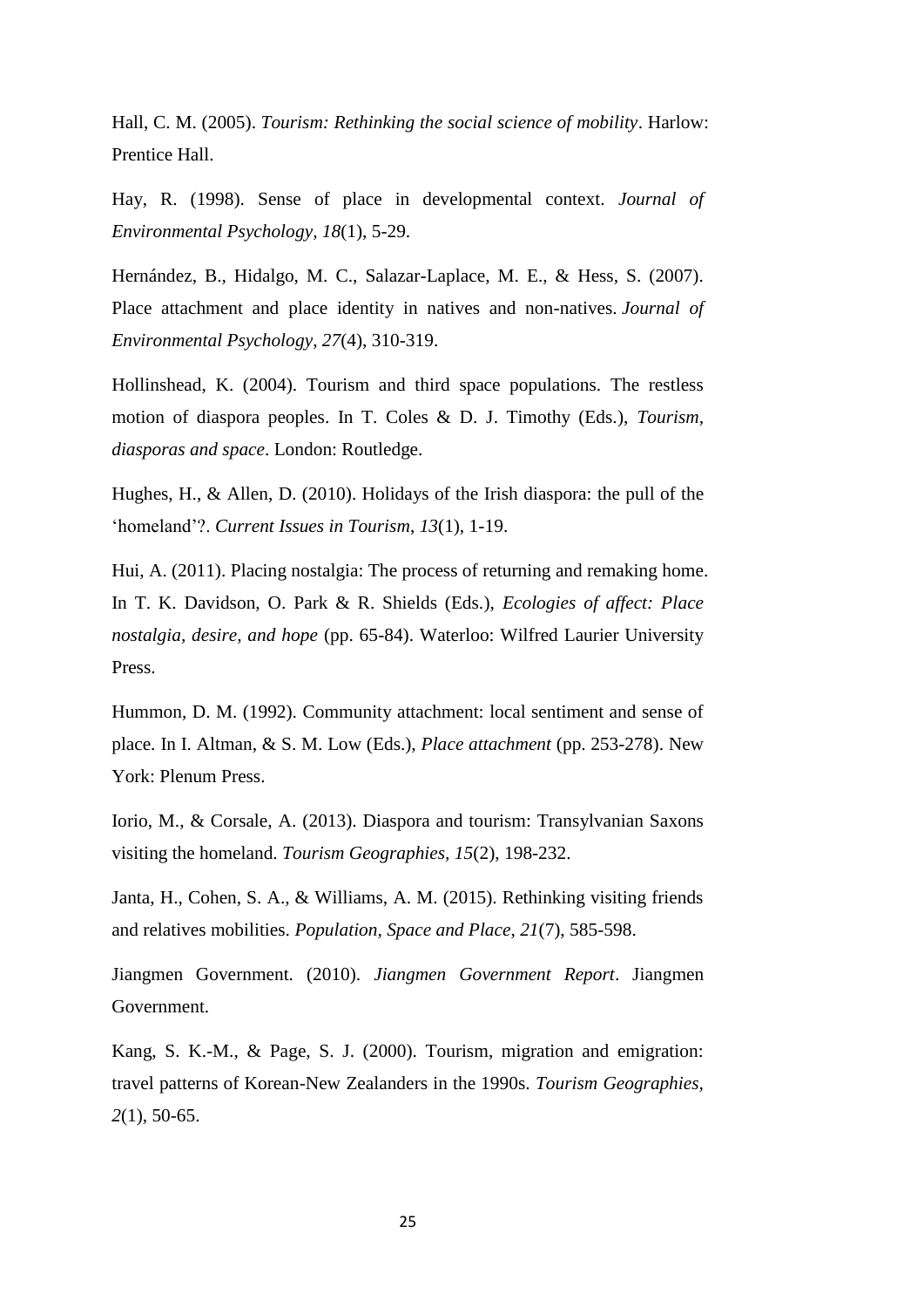Hall, C. M. (2005). *Tourism: Rethinking the social science of mobility*. Harlow: Prentice Hall.

Hay, R. (1998). Sense of place in developmental context. *Journal of Environmental Psychology, 18*(1), 5-29.

Hernández, B., Hidalgo, M. C., Salazar-Laplace, M. E., & Hess, S. (2007). Place attachment and place identity in natives and non-natives. *Journal of Environmental Psychology*, *27*(4), 310-319.

Hollinshead, K. (2004). Tourism and third space populations. The restless motion of diaspora peoples. In T. Coles & D. J. Timothy (Eds.), *Tourism, diasporas and space*. London: Routledge.

Hughes, H., & Allen, D. (2010). Holidays of the Irish diaspora: the pull of the 'homeland'?. *Current Issues in Tourism*, *13*(1), 1-19.

Hui, A. (2011). Placing nostalgia: The process of returning and remaking home. In T. K. Davidson, O. Park & R. Shields (Eds.), *Ecologies of affect: Place nostalgia, desire, and hope* (pp. 65-84). Waterloo: Wilfred Laurier University Press.

Hummon, D. M. (1992). Community attachment: local sentiment and sense of place. In I. Altman, & S. M. Low (Eds.), *Place attachment* (pp. 253-278). New York: Plenum Press.

Iorio, M., & Corsale, A. (2013). Diaspora and tourism: Transylvanian Saxons visiting the homeland. *Tourism Geographies*, *15*(2), 198-232.

Janta, H., Cohen, S. A., & Williams, A. M. (2015). Rethinking visiting friends and relatives mobilities. *Population, Space and Place*, *21*(7), 585-598.

Jiangmen Government. (2010). *Jiangmen Government Report*. Jiangmen Government.

Kang, S. K.-M., & Page, S. J. (2000). Tourism, migration and emigration: travel patterns of Korean-New Zealanders in the 1990s. *Tourism Geographies, 2*(1), 50-65.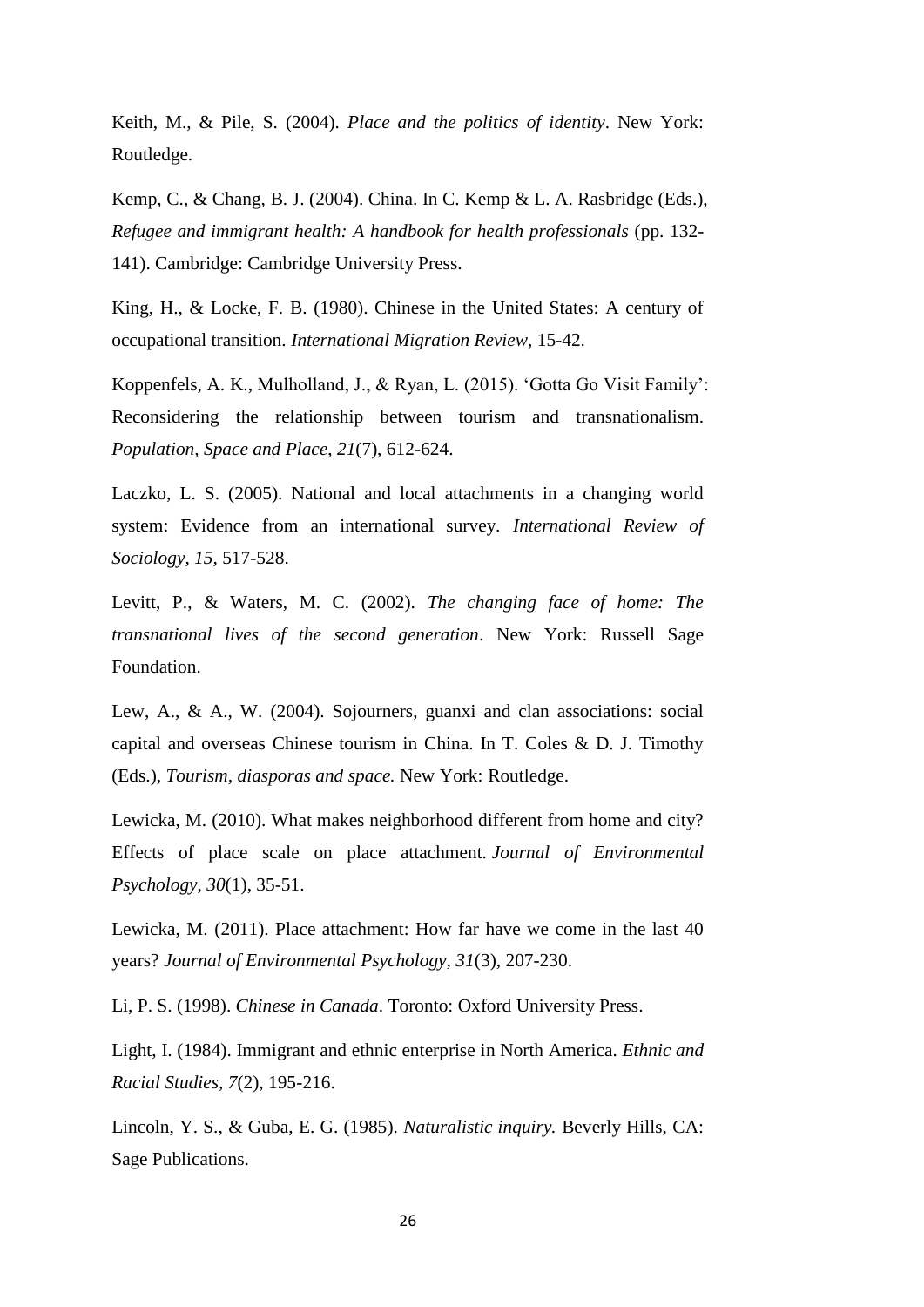Keith, M., & Pile, S. (2004). *Place and the politics of identity*. New York: Routledge.

Kemp, C., & Chang, B. J. (2004). China. In C. Kemp & L. A. Rasbridge (Eds.), *Refugee and immigrant health: A handbook for health professionals* (pp. 132-141). Cambridge: Cambridge University Press.

King, H., & Locke, F. B. (1980). Chinese in the United States: A century of occupational transition. *International Migration Review*, 15-42.

Koppenfels, A. K., Mulholland, J., & Ryan, L. (2015). 'Gotta Go Visit Family': Reconsidering the relationship between tourism and transnationalism. *Population, Space and Place*, *21*(7), 612-624.

Laczko, L. S. (2005). National and local attachments in a changing world system: Evidence from an international survey. *International Review of Sociology*, *15*, 517-528.

Levitt, P., & Waters, M. C. (2002). *The changing face of home: The transnational lives of the second generation*. New York: Russell Sage Foundation.

Lew, A., & A., W. (2004). Sojourners, guanxi and clan associations: social capital and overseas Chinese tourism in China. In T. Coles & D. J. Timothy (Eds.), *Tourism, diasporas and space.* New York: Routledge.

Lewicka, M. (2010). What makes neighborhood different from home and city? Effects of place scale on place attachment. *Journal of Environmental Psychology*, *30*(1), 35-51.

Lewicka, M. (2011). Place attachment: How far have we come in the last 40 years? *Journal of Environmental Psychology*, *31*(3), 207-230.

Li, P. S. (1998). *Chinese in Canada*. Toronto: Oxford University Press.

Light, I. (1984). Immigrant and ethnic enterprise in North America. *Ethnic and Racial Studies*, *7*(2), 195-216.

Lincoln, Y. S., & Guba, E. G. (1985). *Naturalistic inquiry.* Beverly Hills, CA: Sage Publications.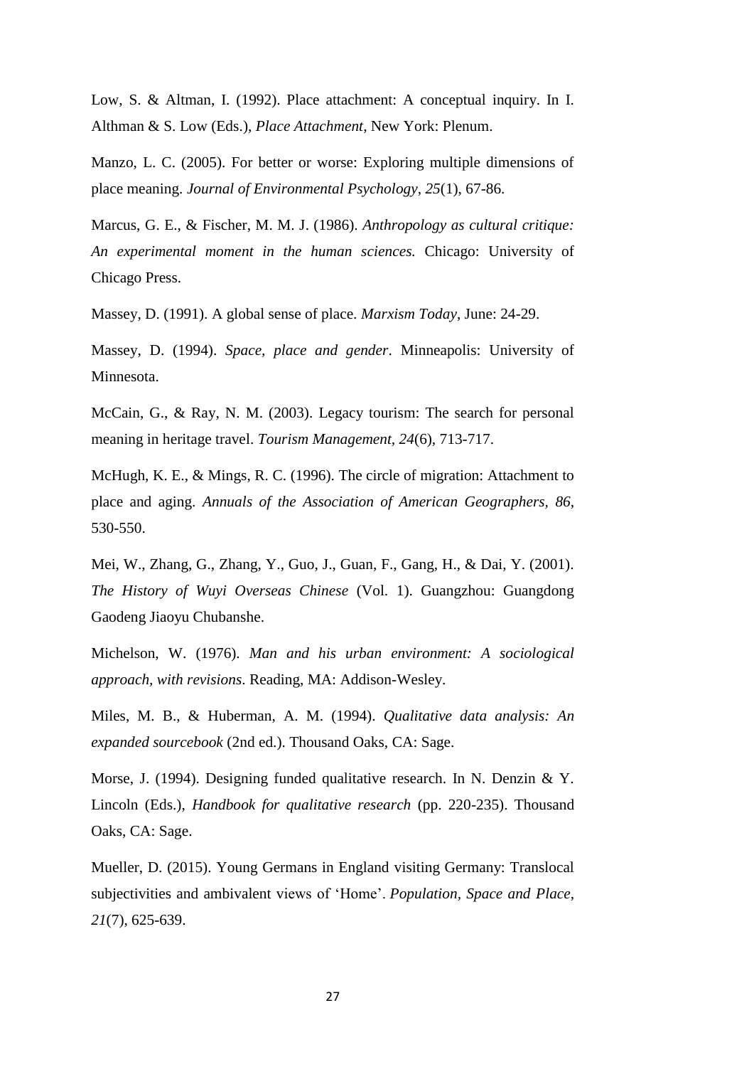Low, S. & Altman, I. (1992). Place attachment: A conceptual inquiry. In I. Althman & S. Low (Eds.), *Place Attachment*, New York: Plenum.

Manzo, L. C. (2005). For better or worse: Exploring multiple dimensions of place meaning. *Journal of Environmental Psychology*, *25*(1), 67-86.

Marcus, G. E., & Fischer, M. M. J. (1986). *Anthropology as cultural critique: An experimental moment in the human sciences.* Chicago: University of Chicago Press.

Massey, D. (1991). A global sense of place. *Marxism Today*, June: 24-29.

Massey, D. (1994). *Space, place and gender*. Minneapolis: University of Minnesota.

McCain, G., & Ray, N. M. (2003). Legacy tourism: The search for personal meaning in heritage travel. *Tourism Management, 24*(6), 713-717.

McHugh, K. E., & Mings, R. C. (1996). The circle of migration: Attachment to place and aging. *Annuals of the Association of American Geographers, 86*, 530-550.

Mei, W., Zhang, G., Zhang, Y., Guo, J., Guan, F., Gang, H., & Dai, Y. (2001). *The History of Wuyi Overseas Chinese* (Vol. 1). Guangzhou: Guangdong Gaodeng Jiaoyu Chubanshe.

Michelson, W. (1976). *Man and his urban environment: A sociological approach, with revisions*. Reading, MA: Addison-Wesley.

Miles, M. B., & Huberman, A. M. (1994). *Qualitative data analysis: An expanded sourcebook* (2nd ed.). Thousand Oaks, CA: Sage.

Morse, J. (1994). Designing funded qualitative research. In N. Denzin & Y. Lincoln (Eds.), *Handbook for qualitative research* (pp. 220-235). Thousand Oaks, CA: Sage.

Mueller, D. (2015). Young Germans in England visiting Germany: Translocal subjectivities and ambivalent views of 'Home'. *Population, Space and Place*, *21*(7), 625-639.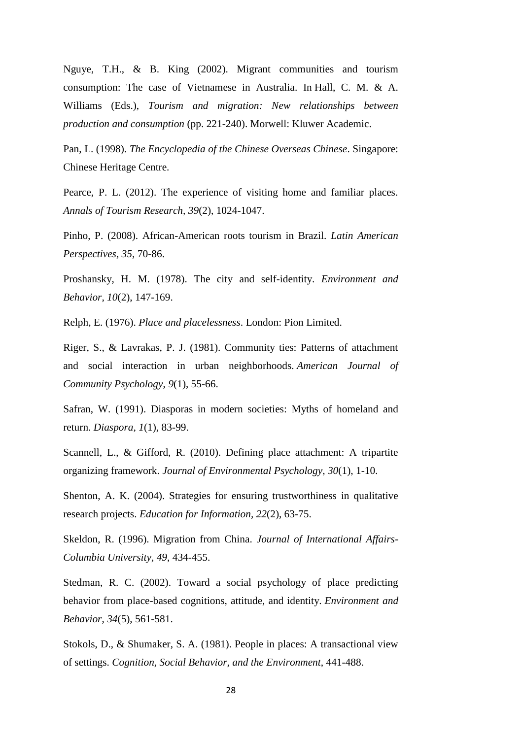Nguye, T.H., & B. King (2002). Migrant communities and tourism consumption: The case of Vietnamese in Australia. In Hall, C. M. & A. Williams (Eds.), *Tourism and migration: New relationships between production and consumption* (pp. 221-240). Morwell: Kluwer Academic.

Pan, L. (1998). *The Encyclopedia of the Chinese Overseas Chinese*. Singapore: Chinese Heritage Centre.

Pearce, P. L. (2012). The experience of visiting home and familiar places. *Annals of Tourism Research, 39*(2), 1024-1047.

Pinho, P. (2008). African-American roots tourism in Brazil. *Latin American Perspectives, 35*, 70-86.

Proshansky, H. M. (1978). The city and self-identity. *Environment and Behavior, 10*(2), 147-169.

Relph, E. (1976). *Place and placelessness*. London: Pion Limited.

Riger, S., & Lavrakas, P. J. (1981). Community ties: Patterns of attachment and social interaction in urban neighborhoods. *American Journal of Community Psychology*, *9*(1), 55-66.

Safran, W. (1991). Diasporas in modern societies: Myths of homeland and return. *Diaspora, 1*(1), 83-99.

Scannell, L., & Gifford, R. (2010). Defining place attachment: A tripartite organizing framework. *Journal of Environmental Psychology*, *30*(1), 1-10.

Shenton, A. K. (2004). Strategies for ensuring trustworthiness in qualitative research projects. *Education for Information*, *22*(2), 63-75.

Skeldon, R. (1996). Migration from China. *Journal of International Affairs-Columbia University, 49*, 434-455.

Stedman, R. C. (2002). Toward a social psychology of place predicting behavior from place-based cognitions, attitude, and identity. *Environment and Behavior*, *34*(5), 561-581.

Stokols, D., & Shumaker, S. A. (1981). People in places: A transactional view of settings. *Cognition, Social Behavior, and the Environment*, 441-488.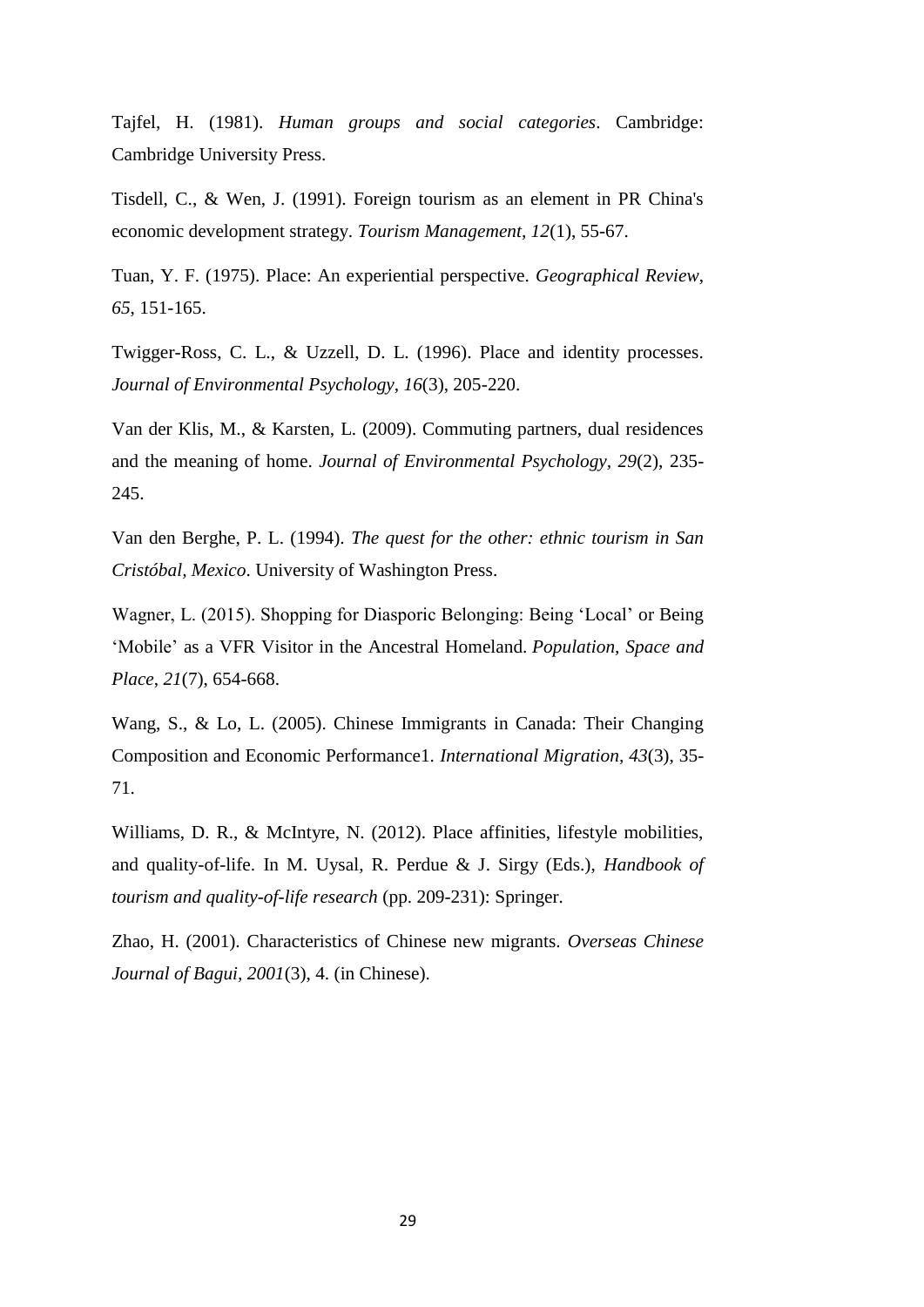Tajfel, H. (1981). *Human groups and social categories*. Cambridge: Cambridge University Press.

Tisdell, C., & Wen, J. (1991). Foreign tourism as an element in PR China's economic development strategy. *Tourism Management*, *12*(1), 55-67.

Tuan, Y. F. (1975). Place: An experiential perspective. *Geographical Review*, *65*, 151-165.

Twigger-Ross, C. L., & Uzzell, D. L. (1996). Place and identity processes. *Journal of Environmental Psychology*, *16*(3), 205-220.

Van der Klis, M., & Karsten, L. (2009). Commuting partners, dual residences and the meaning of home. *Journal of Environmental Psychology*, *29*(2), 235-245.

Van den Berghe, P. L. (1994). *The quest for the other: ethnic tourism in San Cristóbal, Mexico*. University of Washington Press.

Wagner, L. (2015). Shopping for Diasporic Belonging: Being 'Local' or Being 'Mobile' as a VFR Visitor in the Ancestral Homeland. *Population, Space and Place*, *21*(7), 654-668.

Wang, S., & Lo, L. (2005). Chinese Immigrants in Canada: Their Changing Composition and Economic Performance1. *International Migration*, *43*(3), 35-71.

Williams, D. R., & McIntyre, N. (2012). Place affinities, lifestyle mobilities, and quality-of-life. In M. Uysal, R. Perdue & J. Sirgy (Eds.), *Handbook of tourism and quality-of-life research* (pp. 209-231): Springer.

Zhao, H. (2001). Characteristics of Chinese new migrants. *Overseas Chinese Journal of Bagui, 2001*(3), 4. (in Chinese).